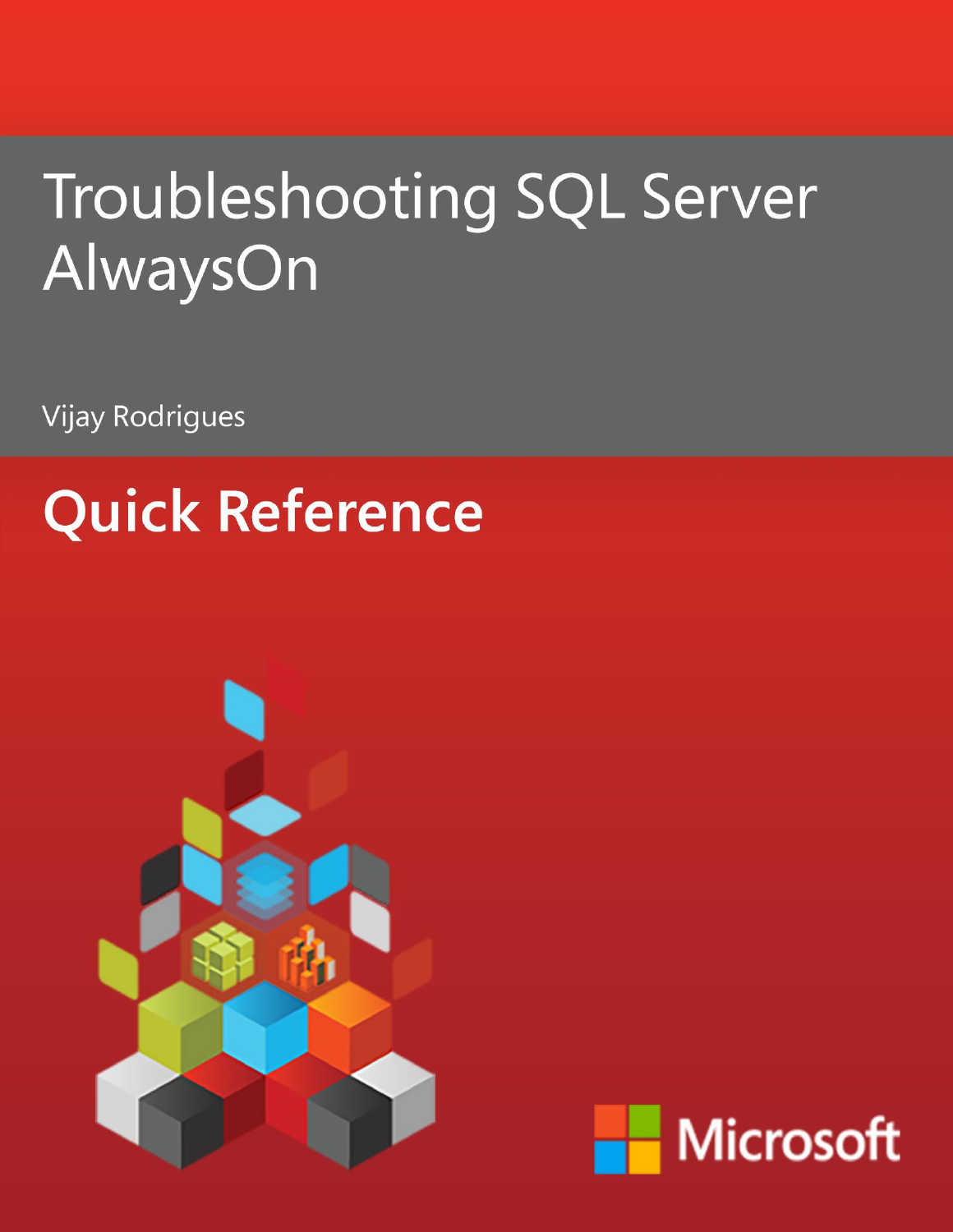# Troubleshooting SQL Server AlwaysOn

Vijay Rodrigues

## Quick Reference

Microsoft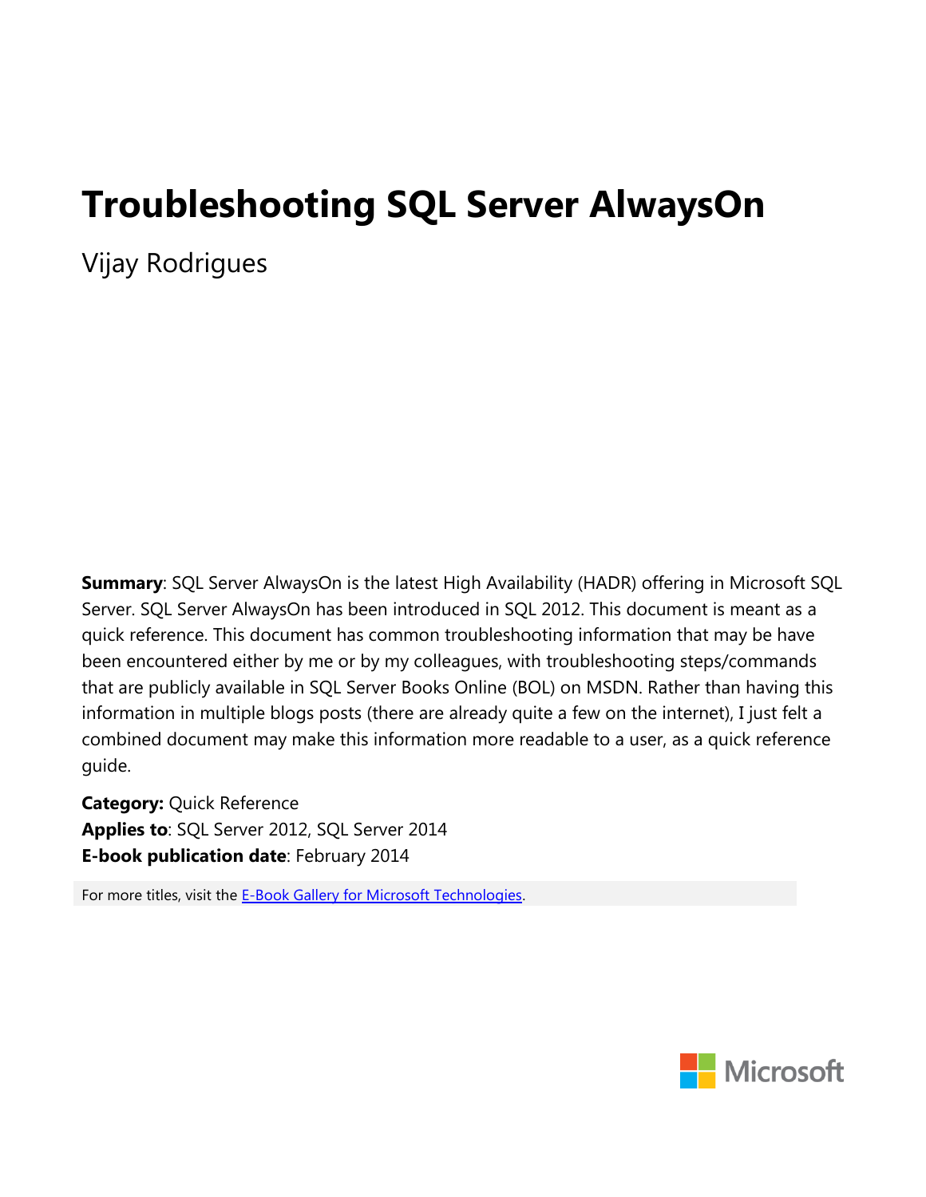# Troubleshooting SQL Server AlwaysOn

Vijay Rodrigues

**Summary**: SQL Server AlwaysOn is the latest High Availability (HADR) offering in Microsoft SQL Server. SQL Server AlwaysOn has been introduced in SQL 2012. This document is meant as a quick reference. This document has common troubleshooting information that may be have been encountered either by me or by my colleagues, with troubleshooting steps/commands that are publicly available in SQL Server Books Online (BOL) on MSDN. Rather than having this information in multiple blogs posts (there are already quite a few on the internet), I just felt a combined document may make this information more readable to a user, as a quick reference guide.

**Category:** Quick Reference
**Applies to**: SQL Server 2012, SQL Server 2014
**E-book publication date**: February 2014

For more titles, visit the E-Book Gallery for Microsoft Technologies.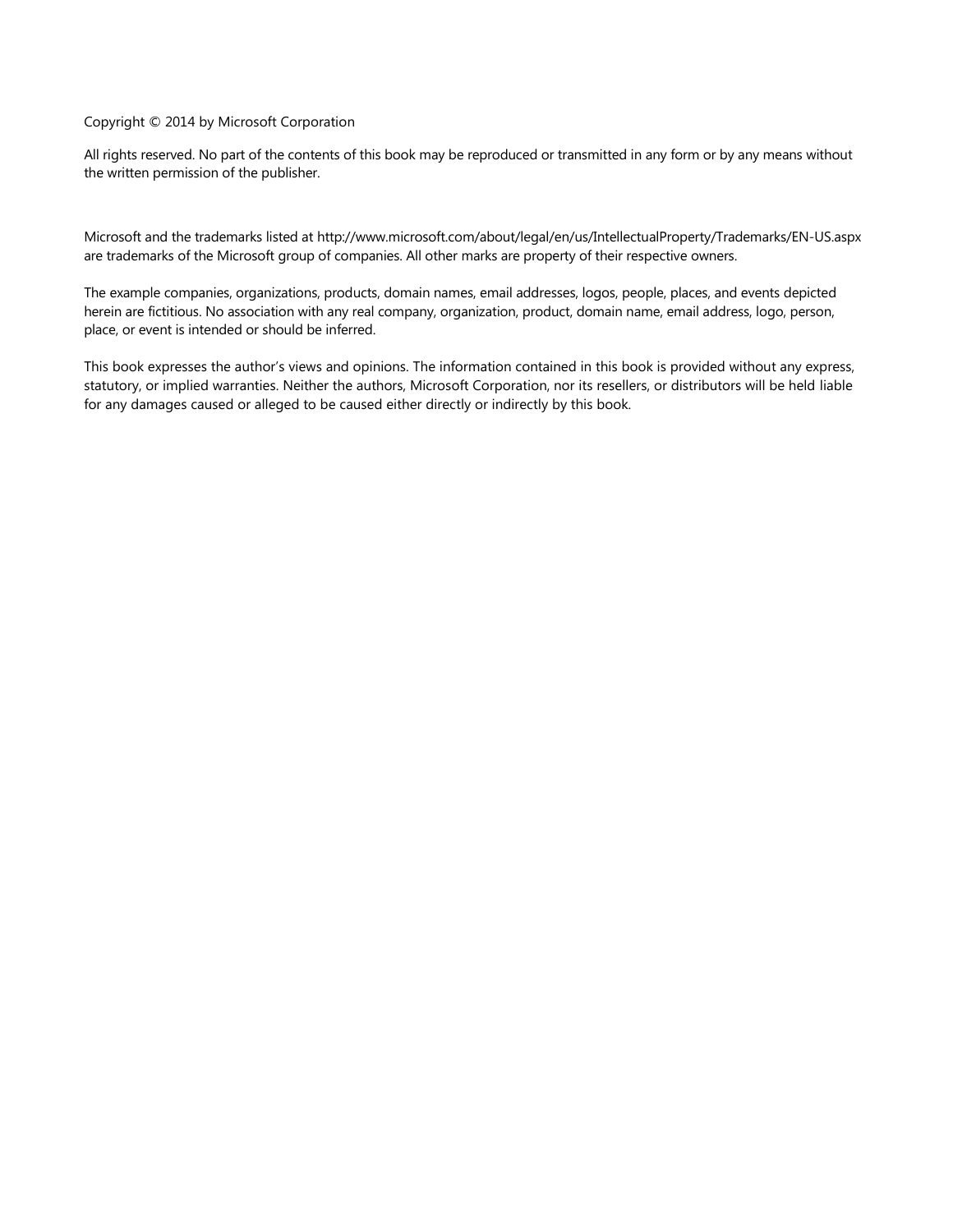Copyright © 2014 by Microsoft Corporation

All rights reserved. No part of the contents of this book may be reproduced or transmitted in any form or by any means without the written permission of the publisher.

Microsoft and the trademarks listed at http://www.microsoft.com/about/legal/en/us/IntellectualProperty/Trademarks/EN-US.aspx are trademarks of the Microsoft group of companies. All other marks are property of their respective owners.

The example companies, organizations, products, domain names, email addresses, logos, people, places, and events depicted herein are fictitious. No association with any real company, organization, product, domain name, email address, logo, person, place, or event is intended or should be inferred.

This book expresses the author's views and opinions. The information contained in this book is provided without any express, statutory, or implied warranties. Neither the authors, Microsoft Corporation, nor its resellers, or distributors will be held liable for any damages caused or alleged to be caused either directly or indirectly by this book.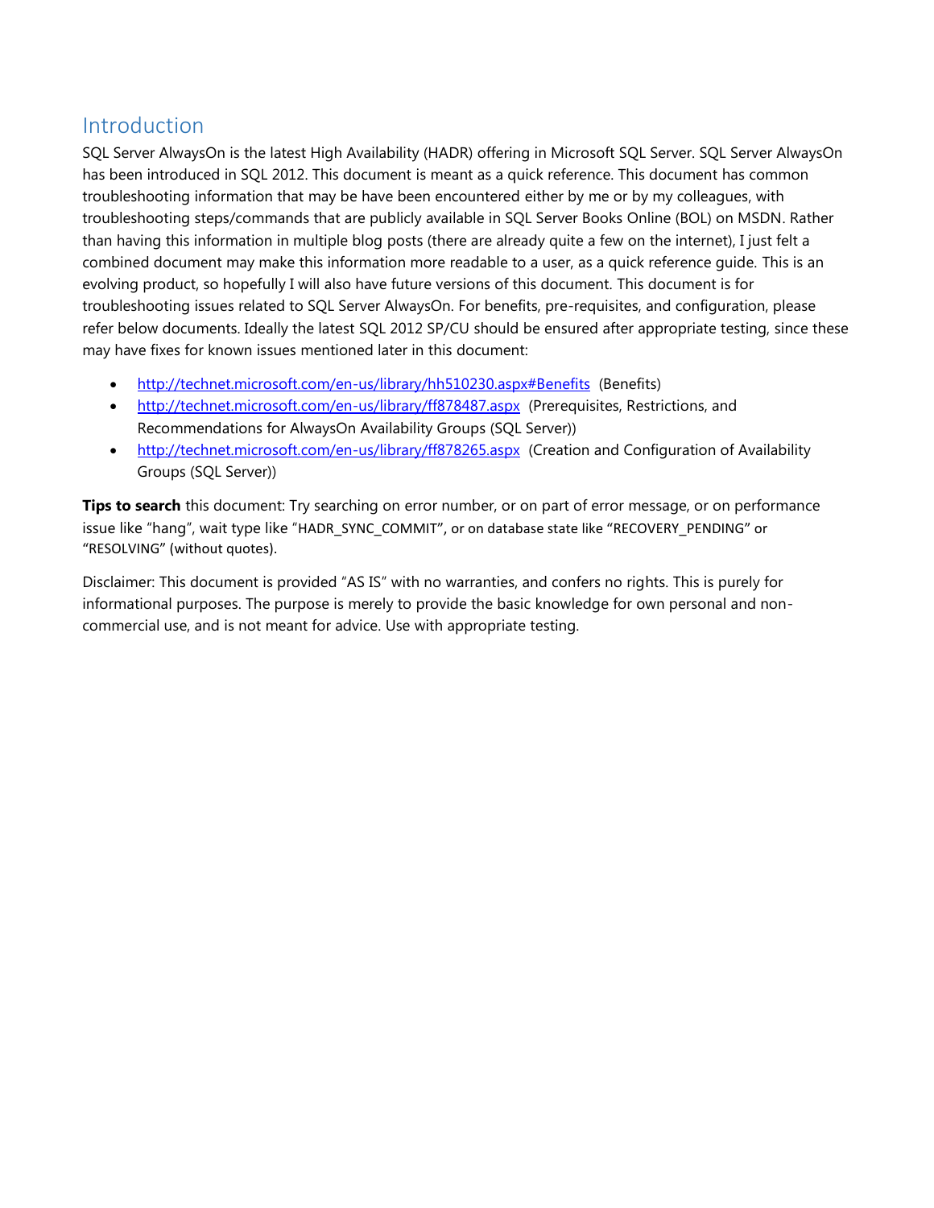## Introduction

SQL Server AlwaysOn is the latest High Availability (HADR) offering in Microsoft SQL Server. SQL Server AlwaysOn has been introduced in SQL 2012. This document is meant as a quick reference. This document has common troubleshooting information that may be have been encountered either by me or by my colleagues, with troubleshooting steps/commands that are publicly available in SQL Server Books Online (BOL) on MSDN. Rather than having this information in multiple blog posts (there are already quite a few on the internet), I just felt a combined document may make this information more readable to a user, as a quick reference guide. This is an evolving product, so hopefully I will also have future versions of this document. This document is for troubleshooting issues related to SQL Server AlwaysOn. For benefits, pre-requisites, and configuration, please refer below documents. Ideally the latest SQL 2012 SP/CU should be ensured after appropriate testing, since these may have fixes for known issues mentioned later in this document:

- http://technet.microsoft.com/en-us/library/hh510230.aspx#Benefits (Benefits)
- http://technet.microsoft.com/en-us/library/ff878487.aspx (Prerequisites, Restrictions, and Recommendations for AlwaysOn Availability Groups (SQL Server))
- http://technet.microsoft.com/en-us/library/ff878265.aspx (Creation and Configuration of Availability Groups (SQL Server))

**Tips to search** this document: Try searching on error number, or on part of error message, or on performance issue like "hang", wait type like "HADR_SYNC_COMMIT", or on database state like "RECOVERY_PENDING" or "RESOLVING" (without quotes).

Disclaimer: This document is provided "AS IS" with no warranties, and confers no rights. This is purely for informational purposes. The purpose is merely to provide the basic knowledge for own personal and non-commercial use, and is not meant for advice. Use with appropriate testing.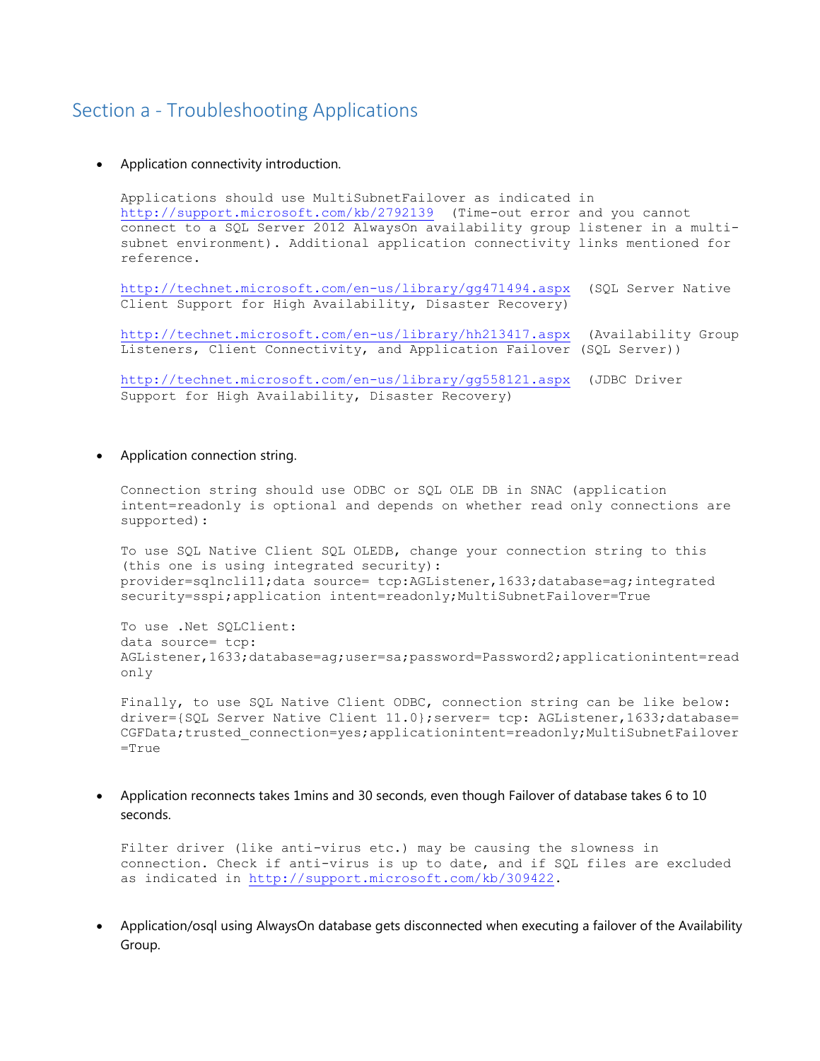## Section a - Troubleshooting Applications

- Application connectivity introduction.

  ```
  Applications should use MultiSubnetFailover as indicated in
  http://support.microsoft.com/kb/2792139  (Time-out error and you cannot
  connect to a SQL Server 2012 AlwaysOn availability group listener in a multi-
  subnet environment). Additional application connectivity links mentioned for
  reference.

  http://technet.microsoft.com/en-us/library/gg471494.aspx  (SQL Server Native
  Client Support for High Availability, Disaster Recovery)

  http://technet.microsoft.com/en-us/library/hh213417.aspx  (Availability Group
  Listeners, Client Connectivity, and Application Failover (SQL Server))

  http://technet.microsoft.com/en-us/library/gg558121.aspx  (JDBC Driver
  Support for High Availability, Disaster Recovery)
  ```

- Application connection string.

  ```
  Connection string should use ODBC or SQL OLE DB in SNAC (application
  intent=readonly is optional and depends on whether read only connections are
  supported):

  To use SQL Native Client SQL OLEDB, change your connection string to this
  (this one is using integrated security):
  provider=sqlncli11;data source= tcp:AGListener,1633;database=ag;integrated
  security=sspi;application intent=readonly;MultiSubnetFailover=True

  To use .Net SQLClient:
  data source= tcp:
  AGListener,1633;database=ag;user=sa;password=Password2;applicationintent=read
  only

  Finally, to use SQL Native Client ODBC, connection string can be like below:
  driver={SQL Server Native Client 11.0};server= tcp: AGListener,1633;database=
  CGFData;trusted_connection=yes;applicationintent=readonly;MultiSubnetFailover
  =True
  ```

- Application reconnects takes 1mins and 30 seconds, even though Failover of database takes 6 to 10 seconds.

  ```
  Filter driver (like anti-virus etc.) may be causing the slowness in
  connection. Check if anti-virus is up to date, and if SQL files are excluded
  as indicated in http://support.microsoft.com/kb/309422.
  ```

- Application/osql using AlwaysOn database gets disconnected when executing a failover of the Availability Group.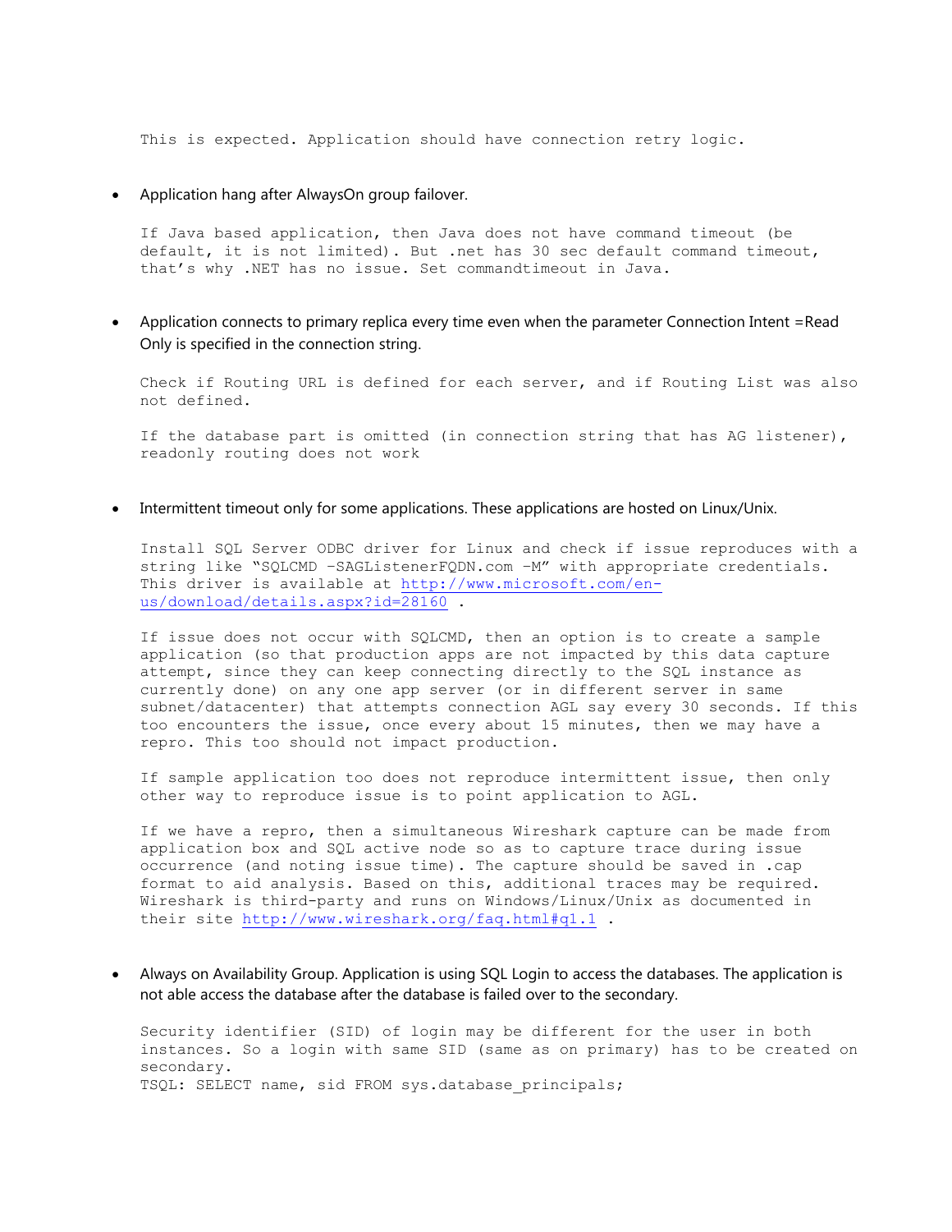This is expected. Application should have connection retry logic.

- Application hang after AlwaysOn group failover.

  If Java based application, then Java does not have command timeout (be default, it is not limited). But .net has 30 sec default command timeout, that's why .NET has no issue. Set commandtimeout in Java.

- Application connects to primary replica every time even when the parameter Connection Intent =Read Only is specified in the connection string.

  Check if Routing URL is defined for each server, and if Routing List was also not defined.

  If the database part is omitted (in connection string that has AG listener), readonly routing does not work

- Intermittent timeout only for some applications. These applications are hosted on Linux/Unix.

  Install SQL Server ODBC driver for Linux and check if issue reproduces with a string like "SQLCMD –SAGListenerFQDN.com –M" with appropriate credentials. This driver is available at [http://www.microsoft.com/en-us/download/details.aspx?id=28160](http://www.microsoft.com/en-us/download/details.aspx?id=28160) .

  If issue does not occur with SQLCMD, then an option is to create a sample application (so that production apps are not impacted by this data capture attempt, since they can keep connecting directly to the SQL instance as currently done) on any one app server (or in different server in same subnet/datacenter) that attempts connection AGL say every 30 seconds. If this too encounters the issue, once every about 15 minutes, then we may have a repro. This too should not impact production.

  If sample application too does not reproduce intermittent issue, then only other way to reproduce issue is to point application to AGL.

  If we have a repro, then a simultaneous Wireshark capture can be made from application box and SQL active node so as to capture trace during issue occurrence (and noting issue time). The capture should be saved in .cap format to aid analysis. Based on this, additional traces may be required. Wireshark is third-party and runs on Windows/Linux/Unix as documented in their site [http://www.wireshark.org/faq.html#q1.1](http://www.wireshark.org/faq.html#q1.1) .

- Always on Availability Group. Application is using SQL Login to access the databases. The application is not able access the database after the database is failed over to the secondary.

  Security identifier (SID) of login may be different for the user in both instances. So a login with same SID (same as on primary) has to be created on secondary.
  TSQL: SELECT name, sid FROM sys.database_principals;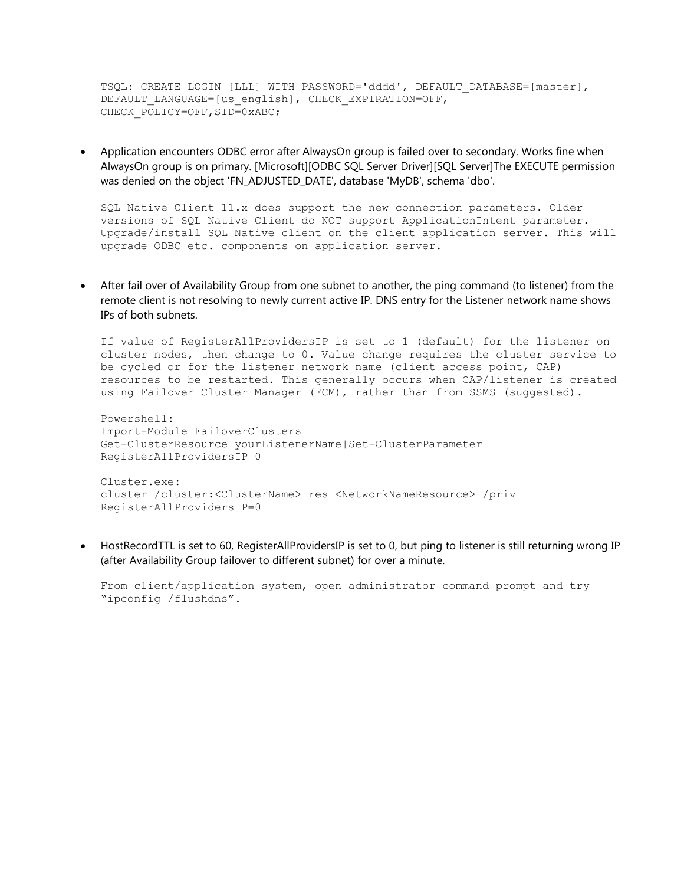```
TSQL: CREATE LOGIN [LLL] WITH PASSWORD='dddd', DEFAULT_DATABASE=[master],
DEFAULT_LANGUAGE=[us_english], CHECK_EXPIRATION=OFF,
CHECK_POLICY=OFF,SID=0xABC;
```

- Application encounters ODBC error after AlwaysOn group is failed over to secondary. Works fine when AlwaysOn group is on primary. [Microsoft][ODBC SQL Server Driver][SQL Server]The EXECUTE permission was denied on the object 'FN_ADJUSTED_DATE', database 'MyDB', schema 'dbo'.

```
SQL Native Client 11.x does support the new connection parameters. Older
versions of SQL Native Client do NOT support ApplicationIntent parameter.
Upgrade/install SQL Native client on the client application server. This will
upgrade ODBC etc. components on application server.
```

- After fail over of Availability Group from one subnet to another, the ping command (to listener) from the remote client is not resolving to newly current active IP. DNS entry for the Listener network name shows IPs of both subnets.

```
If value of RegisterAllProvidersIP is set to 1 (default) for the listener on
cluster nodes, then change to 0. Value change requires the cluster service to
be cycled or for the listener network name (client access point, CAP)
resources to be restarted. This generally occurs when CAP/listener is created
using Failover Cluster Manager (FCM), rather than from SSMS (suggested).

Powershell:
Import-Module FailoverClusters
Get-ClusterResource yourListenerName|Set-ClusterParameter
RegisterAllProvidersIP 0

Cluster.exe:
cluster /cluster:<ClusterName> res <NetworkNameResource> /priv
RegisterAllProvidersIP=0
```

- HostRecordTTL is set to 60, RegisterAllProvidersIP is set to 0, but ping to listener is still returning wrong IP (after Availability Group failover to different subnet) for over a minute.

```
From client/application system, open administrator command prompt and try
“ipconfig /flushdns”.
```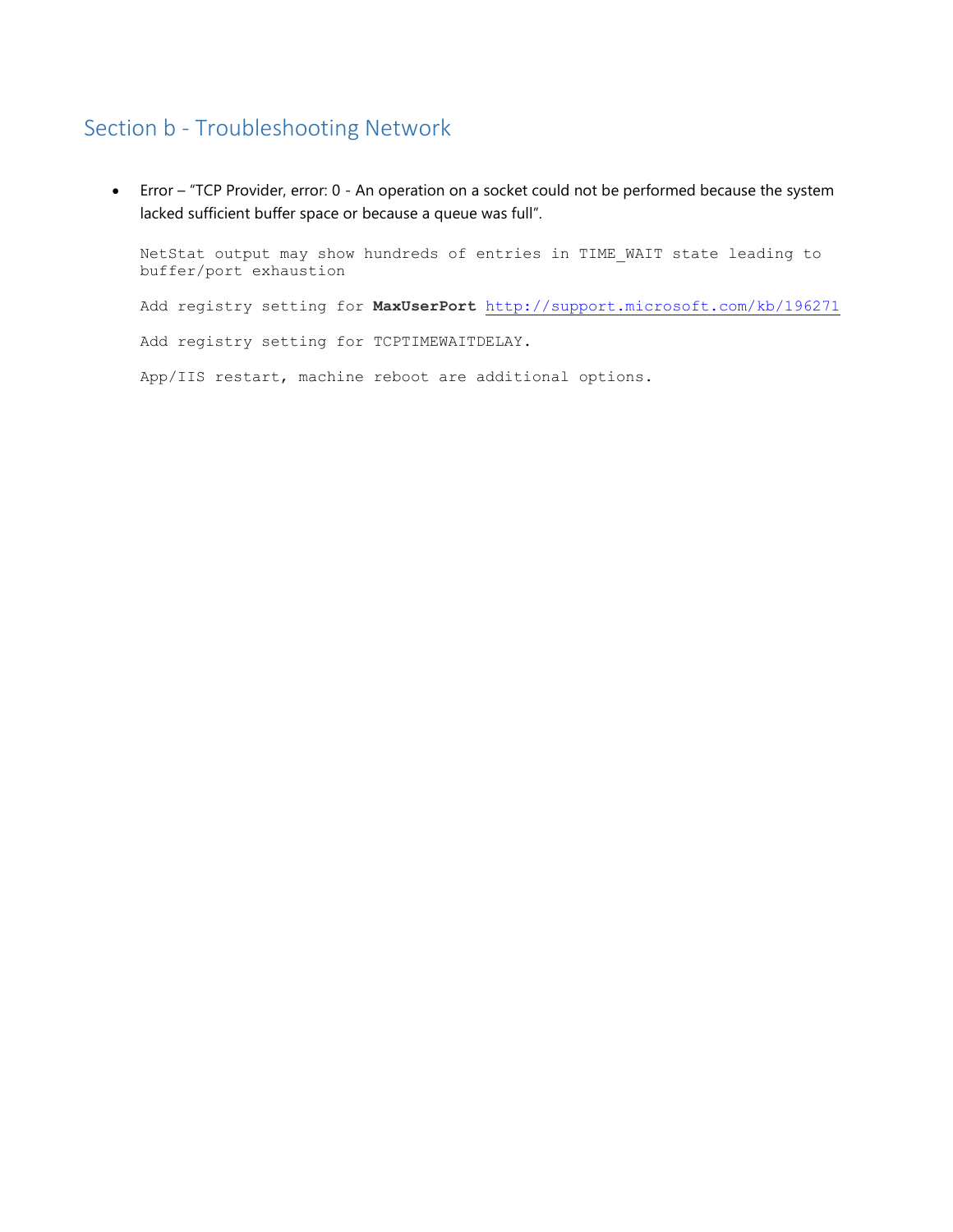## Section b - Troubleshooting Network

- Error – "TCP Provider, error: 0 - An operation on a socket could not be performed because the system lacked sufficient buffer space or because a queue was full".

  NetStat output may show hundreds of entries in TIME_WAIT state leading to buffer/port exhaustion

  Add registry setting for **MaxUserPort** http://support.microsoft.com/kb/196271

  Add registry setting for TCPTIMEWAITDELAY.

  App/IIS restart, machine reboot are additional options.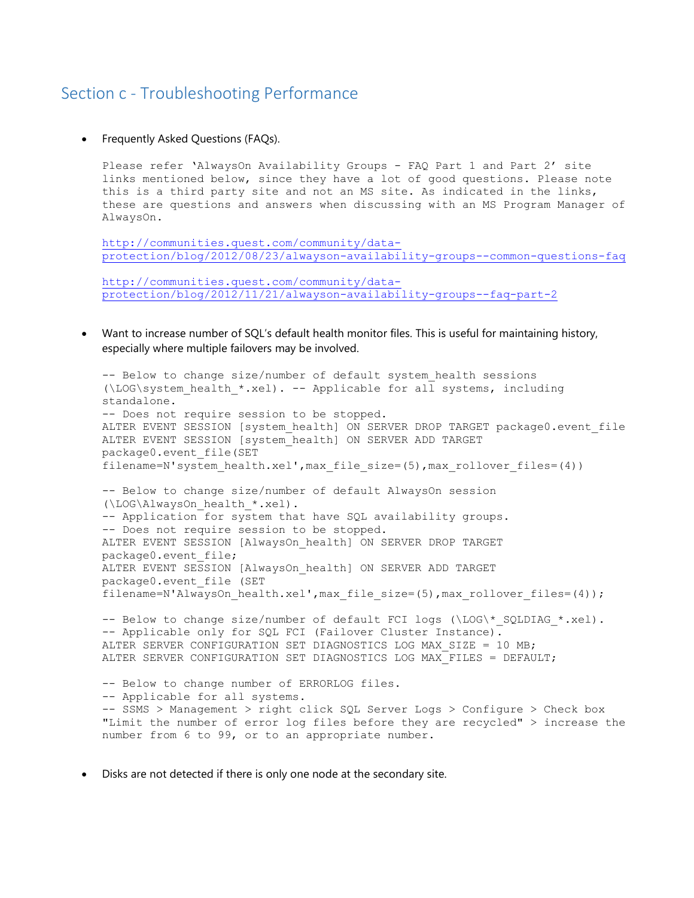## Section c - Troubleshooting Performance

- Frequently Asked Questions (FAQs).

```
Please refer 'AlwaysOn Availability Groups - FAQ Part 1 and Part 2' site
links mentioned below, since they have a lot of good questions. Please note
this is a third party site and not an MS site. As indicated in the links,
these are questions and answers when discussing with an MS Program Manager of
AlwaysOn.

http://communities.quest.com/community/data-
protection/blog/2012/08/23/alwayson-availability-groups--common-questions-faq

http://communities.quest.com/community/data-
protection/blog/2012/11/21/alwayson-availability-groups--faq-part-2
```

- Want to increase number of SQL's default health monitor files. This is useful for maintaining history, especially where multiple failovers may be involved.

```
-- Below to change size/number of default system_health sessions
(\LOG\system_health_*.xel). -- Applicable for all systems, including
standalone.
-- Does not require session to be stopped.
ALTER EVENT SESSION [system_health] ON SERVER DROP TARGET package0.event_file
ALTER EVENT SESSION [system_health] ON SERVER ADD TARGET
package0.event_file(SET
filename=N'system_health.xel',max_file_size=(5),max_rollover_files=(4))

-- Below to change size/number of default AlwaysOn session
(\LOG\AlwaysOn_health_*.xel).
-- Application for system that have SQL availability groups.
-- Does not require session to be stopped.
ALTER EVENT SESSION [AlwaysOn_health] ON SERVER DROP TARGET
package0.event_file;
ALTER EVENT SESSION [AlwaysOn_health] ON SERVER ADD TARGET
package0.event_file (SET
filename=N'AlwaysOn_health.xel',max_file_size=(5),max_rollover_files=(4));

-- Below to change size/number of default FCI logs (\LOG\*_SQLDIAG_*.xel).
-- Applicable only for SQL FCI (Failover Cluster Instance).
ALTER SERVER CONFIGURATION SET DIAGNOSTICS LOG MAX_SIZE = 10 MB;
ALTER SERVER CONFIGURATION SET DIAGNOSTICS LOG MAX_FILES = DEFAULT;

-- Below to change number of ERRORLOG files.
-- Applicable for all systems.
-- SSMS > Management > right click SQL Server Logs > Configure > Check box
"Limit the number of error log files before they are recycled" > increase the
number from 6 to 99, or to an appropriate number.
```

- Disks are not detected if there is only one node at the secondary site.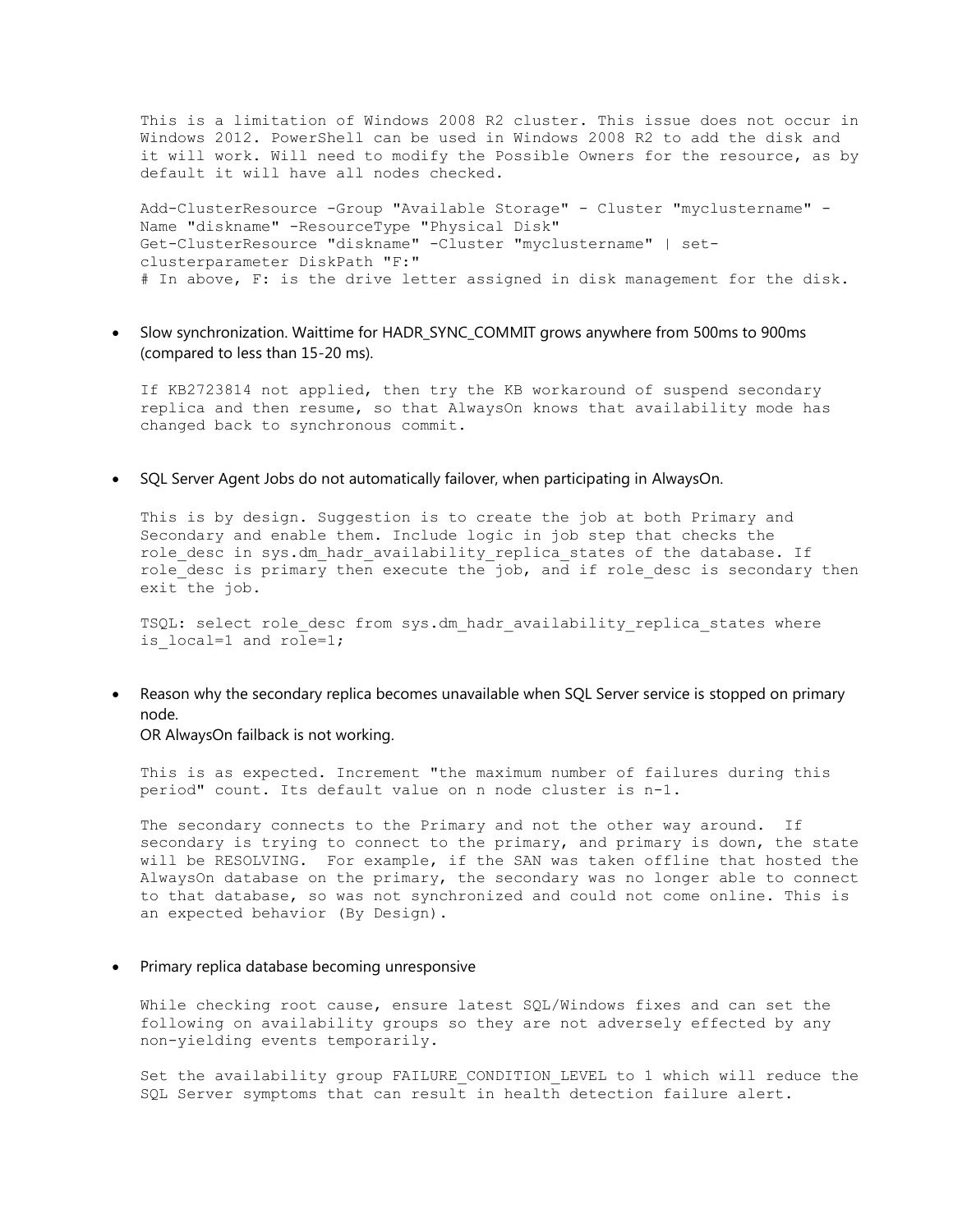This is a limitation of Windows 2008 R2 cluster. This issue does not occur in Windows 2012. PowerShell can be used in Windows 2008 R2 to add the disk and it will work. Will need to modify the Possible Owners for the resource, as by default it will have all nodes checked.

```
Add-ClusterResource -Group "Available Storage" - Cluster "myclustername" -
Name "diskname" -ResourceType "Physical Disk"
Get-ClusterResource "diskname" -Cluster "myclustername" | set-
clusterparameter DiskPath "F:"
# In above, F: is the drive letter assigned in disk management for the disk.
```

- Slow synchronization. Waittime for HADR_SYNC_COMMIT grows anywhere from 500ms to 900ms (compared to less than 15-20 ms).

  If KB2723814 not applied, then try the KB workaround of suspend secondary replica and then resume, so that AlwaysOn knows that availability mode has changed back to synchronous commit.

- SQL Server Agent Jobs do not automatically failover, when participating in AlwaysOn.

  This is by design. Suggestion is to create the job at both Primary and Secondary and enable them. Include logic in job step that checks the role_desc in sys.dm_hadr_availability_replica_states of the database. If role_desc is primary then execute the job, and if role_desc is secondary then exit the job.

  ```
  TSQL: select role_desc from sys.dm_hadr_availability_replica_states where
  is_local=1 and role=1;
  ```

- Reason why the secondary replica becomes unavailable when SQL Server service is stopped on primary node.
  OR AlwaysOn failback is not working.

  This is as expected. Increment "the maximum number of failures during this period" count. Its default value on n node cluster is n-1.

  The secondary connects to the Primary and not the other way around. If secondary is trying to connect to the primary, and primary is down, the state will be RESOLVING. For example, if the SAN was taken offline that hosted the AlwaysOn database on the primary, the secondary was no longer able to connect to that database, so was not synchronized and could not come online. This is an expected behavior (By Design).

- Primary replica database becoming unresponsive

  While checking root cause, ensure latest SQL/Windows fixes and can set the following on availability groups so they are not adversely effected by any non-yielding events temporarily.

  Set the availability group FAILURE_CONDITION_LEVEL to 1 which will reduce the SQL Server symptoms that can result in health detection failure alert.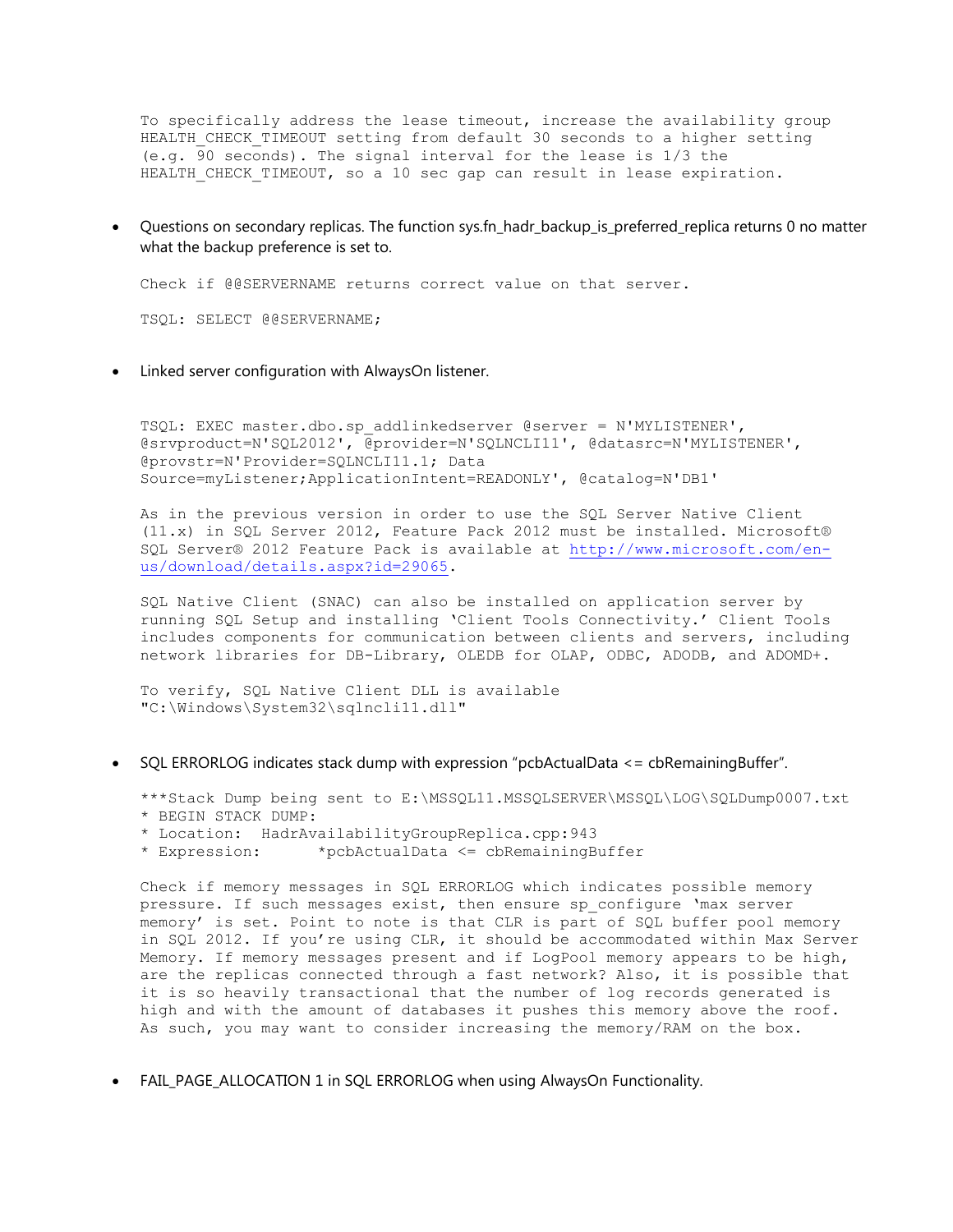```
To specifically address the lease timeout, increase the availability group
HEALTH_CHECK_TIMEOUT setting from default 30 seconds to a higher setting
(e.g. 90 seconds). The signal interval for the lease is 1/3 the
HEALTH_CHECK_TIMEOUT, so a 10 sec gap can result in lease expiration.
```

- Questions on secondary replicas. The function sys.fn_hadr_backup_is_preferred_replica returns 0 no matter what the backup preference is set to.

```
Check if @@SERVERNAME returns correct value on that server.

TSQL: SELECT @@SERVERNAME;
```

- Linked server configuration with AlwaysOn listener.

```
TSQL: EXEC master.dbo.sp_addlinkedserver @server = N'MYLISTENER',
@srvproduct=N'SQL2012', @provider=N'SQLNCLI11', @datasrc=N'MYLISTENER',
@provstr=N'Provider=SQLNCLI11.1; Data
Source=myListener;ApplicationIntent=READONLY', @catalog=N'DB1'

As in the previous version in order to use the SQL Server Native Client
(11.x) in SQL Server 2012, Feature Pack 2012 must be installed. Microsoft®
SQL Server® 2012 Feature Pack is available at http://www.microsoft.com/en-
us/download/details.aspx?id=29065.

SQL Native Client (SNAC) can also be installed on application server by
running SQL Setup and installing 'Client Tools Connectivity.' Client Tools
includes components for communication between clients and servers, including
network libraries for DB-Library, OLEDB for OLAP, ODBC, ADODB, and ADOMD+.

To verify, SQL Native Client DLL is available
"C:\Windows\System32\sqlncli11.dll"
```

- SQL ERRORLOG indicates stack dump with expression "pcbActualData <= cbRemainingBuffer".

```
***Stack Dump being sent to E:\MSSQL11.MSSQLSERVER\MSSQL\LOG\SQLDump0007.txt
* BEGIN STACK DUMP:
* Location:  HadrAvailabilityGroupReplica.cpp:943
* Expression:     *pcbActualData <= cbRemainingBuffer

Check if memory messages in SQL ERRORLOG which indicates possible memory
pressure. If such messages exist, then ensure sp_configure 'max server
memory' is set. Point to note is that CLR is part of SQL buffer pool memory
in SQL 2012. If you're using CLR, it should be accommodated within Max Server
Memory. If memory messages present and if LogPool memory appears to be high,
are the replicas connected through a fast network? Also, it is possible that
it is so heavily transactional that the number of log records generated is
high and with the amount of databases it pushes this memory above the roof.
As such, you may want to consider increasing the memory/RAM on the box.
```

- FAIL_PAGE_ALLOCATION 1 in SQL ERRORLOG when using AlwaysOn Functionality.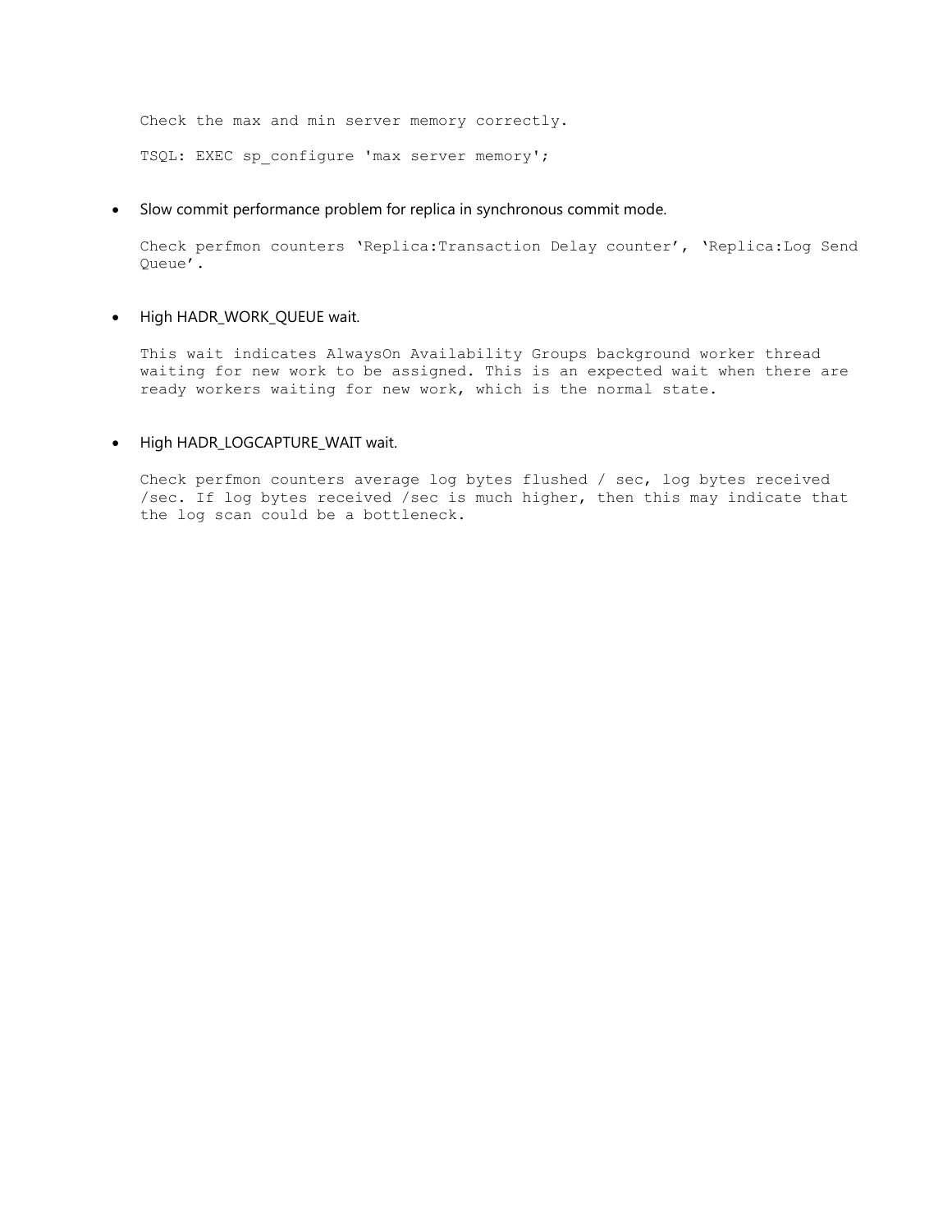Check the max and min server memory correctly.

TSQL: EXEC sp_configure 'max server memory';

- Slow commit performance problem for replica in synchronous commit mode.

  Check perfmon counters ‘Replica:Transaction Delay counter’, ‘Replica:Log Send Queue’.

- High HADR_WORK_QUEUE wait.

  This wait indicates AlwaysOn Availability Groups background worker thread waiting for new work to be assigned. This is an expected wait when there are ready workers waiting for new work, which is the normal state.

- High HADR_LOGCAPTURE_WAIT wait.

  Check perfmon counters average log bytes flushed / sec, log bytes received /sec. If log bytes received /sec is much higher, then this may indicate that the log scan could be a bottleneck.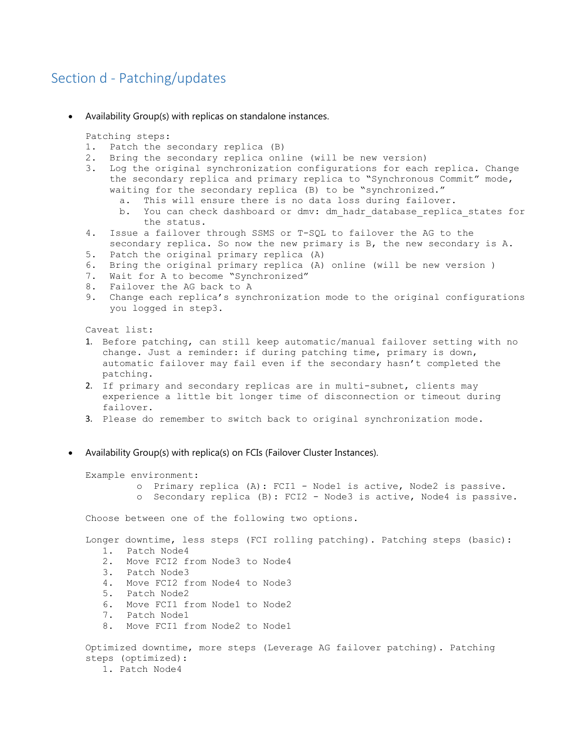## Section d - Patching/updates

- Availability Group(s) with replicas on standalone instances.

```
Patching steps:
1.  Patch the secondary replica (B)
2.  Bring the secondary replica online (will be new version)
3.  Log the original synchronization configurations for each replica. Change
    the secondary replica and primary replica to "Synchronous Commit" mode,
    waiting for the secondary replica (B) to be "synchronized."
      a.  This will ensure there is no data loss during failover.
      b.  You can check dashboard or dmv: dm_hadr_database_replica_states for
          the status.
4.  Issue a failover through SSMS or T-SQL to failover the AG to the
    secondary replica. So now the new primary is B, the new secondary is A.
5.  Patch the original primary replica (A)
6.  Bring the original primary replica (A) online (will be new version )
7.  Wait for A to become "Synchronized"
8.  Failover the AG back to A
9.  Change each replica's synchronization mode to the original configurations
    you logged in step3.

Caveat list:
1. Before patching, can still keep automatic/manual failover setting with no
   change. Just a reminder: if during patching time, primary is down,
   automatic failover may fail even if the secondary hasn't completed the
   patching.
2. If primary and secondary replicas are in multi-subnet, clients may
   experience a little bit longer time of disconnection or timeout during
   failover.
3. Please do remember to switch back to original synchronization mode.
```

- Availability Group(s) with replica(s) on FCIs (Failover Cluster Instances).

```
Example environment:
        o  Primary replica (A): FCI1 - Node1 is active, Node2 is passive.
        o  Secondary replica (B): FCI2 - Node3 is active, Node4 is passive.

Choose between one of the following two options.

Longer downtime, less steps (FCI rolling patching). Patching steps (basic):
   1.  Patch Node4
   2.  Move FCI2 from Node3 to Node4
   3.  Patch Node3
   4.  Move FCI2 from Node4 to Node3
   5.  Patch Node2
   6.  Move FCI1 from Node1 to Node2
   7.  Patch Node1
   8.  Move FCI1 from Node2 to Node1

Optimized downtime, more steps (Leverage AG failover patching). Patching
steps (optimized):
   1. Patch Node4
```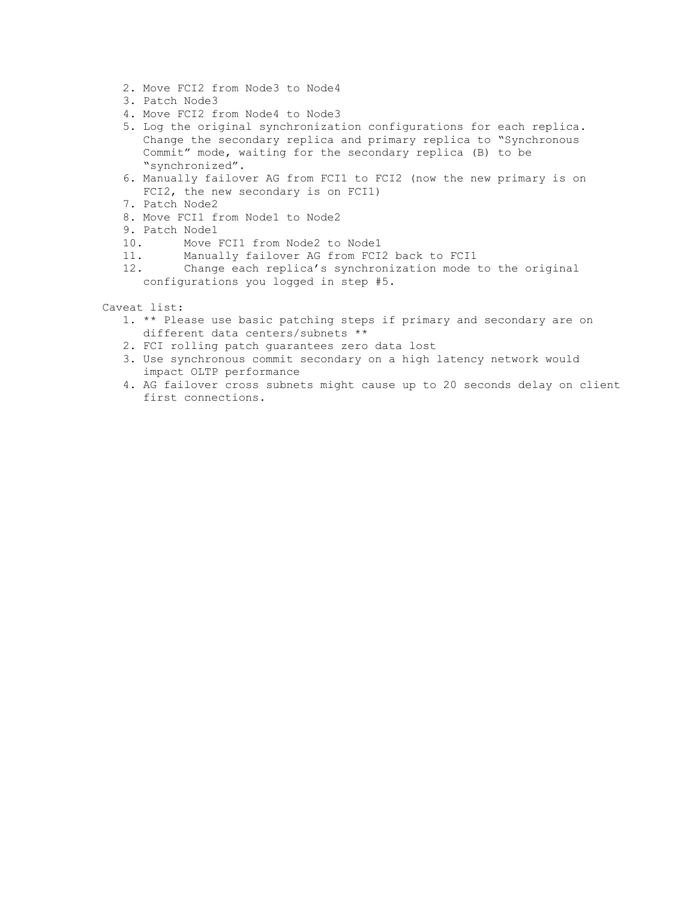2. Move FCI2 from Node3 to Node4
3. Patch Node3
4. Move FCI2 from Node4 to Node3
5. Log the original synchronization configurations for each replica. Change the secondary replica and primary replica to "Synchronous Commit" mode, waiting for the secondary replica (B) to be "synchronized".
6. Manually failover AG from FCI1 to FCI2 (now the new primary is on FCI2, the new secondary is on FCI1)
7. Patch Node2
8. Move FCI1 from Node1 to Node2
9. Patch Node1
10. Move FCI1 from Node2 to Node1
11. Manually failover AG from FCI2 back to FCI1
12. Change each replica's synchronization mode to the original configurations you logged in step #5.

Caveat list:

1. ** Please use basic patching steps if primary and secondary are on different data centers/subnets **
2. FCI rolling patch guarantees zero data lost
3. Use synchronous commit secondary on a high latency network would impact OLTP performance
4. AG failover cross subnets might cause up to 20 seconds delay on client first connections.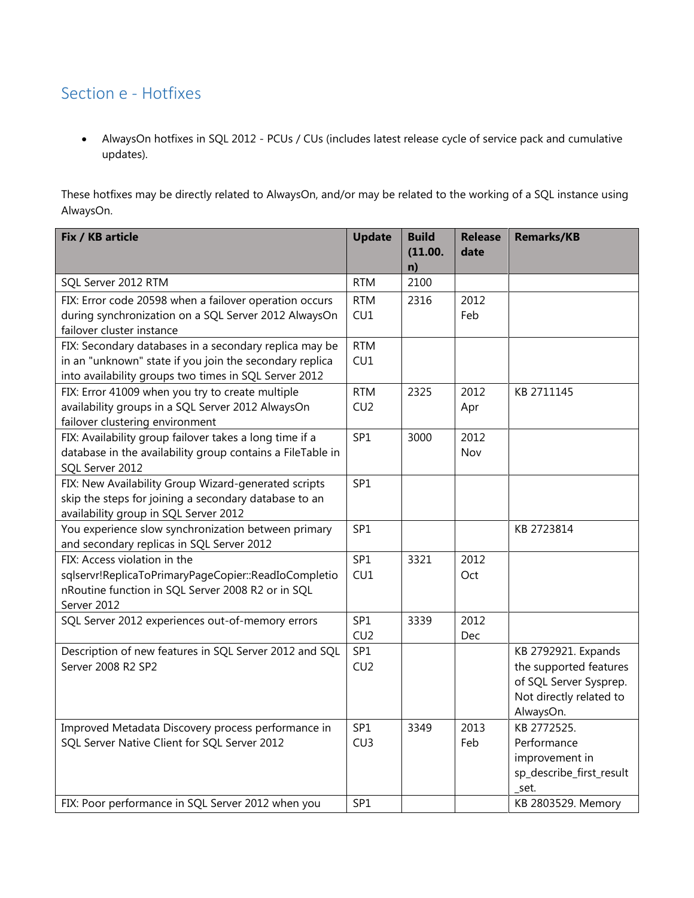## Section e - Hotfixes

- AlwaysOn hotfixes in SQL 2012 - PCUs / CUs (includes latest release cycle of service pack and cumulative updates).

These hotfixes may be directly related to AlwaysOn, and/or may be related to the working of a SQL instance using AlwaysOn.

| Fix / KB article | Update | Build (11.00. n) | Release date | Remarks/KB |
|---|---|---|---|---|
| SQL Server 2012 RTM | RTM | 2100 | | |
| FIX: Error code 20598 when a failover operation occurs during synchronization on a SQL Server 2012 AlwaysOn failover cluster instance | RTM CU1 | 2316 | 2012 Feb | |
| FIX: Secondary databases in a secondary replica may be in an "unknown" state if you join the secondary replica into availability groups two times in SQL Server 2012 | RTM CU1 | | | |
| FIX: Error 41009 when you try to create multiple availability groups in a SQL Server 2012 AlwaysOn failover clustering environment | RTM CU2 | 2325 | 2012 Apr | KB 2711145 |
| FIX: Availability group failover takes a long time if a database in the availability group contains a FileTable in SQL Server 2012 | SP1 | 3000 | 2012 Nov | |
| FIX: New Availability Group Wizard-generated scripts skip the steps for joining a secondary database to an availability group in SQL Server 2012 | SP1 | | | |
| You experience slow synchronization between primary and secondary replicas in SQL Server 2012 | SP1 | | | KB 2723814 |
| FIX: Access violation in the sqlservr!ReplicaToPrimaryPageCopier::ReadIoCompletionRoutine function in SQL Server 2008 R2 or in SQL Server 2012 | SP1 CU1 | 3321 | 2012 Oct | |
| SQL Server 2012 experiences out-of-memory errors | SP1 CU2 | 3339 | 2012 Dec | |
| Description of new features in SQL Server 2012 and SQL Server 2008 R2 SP2 | SP1 CU2 | | | KB 2792921. Expands the supported features of SQL Server Sysprep. Not directly related to AlwaysOn. |
| Improved Metadata Discovery process performance in SQL Server Native Client for SQL Server 2012 | SP1 CU3 | 3349 | 2013 Feb | KB 2772525. Performance improvement in sp_describe_first_result_set. |
| FIX: Poor performance in SQL Server 2012 when you | SP1 | | | KB 2803529. Memory |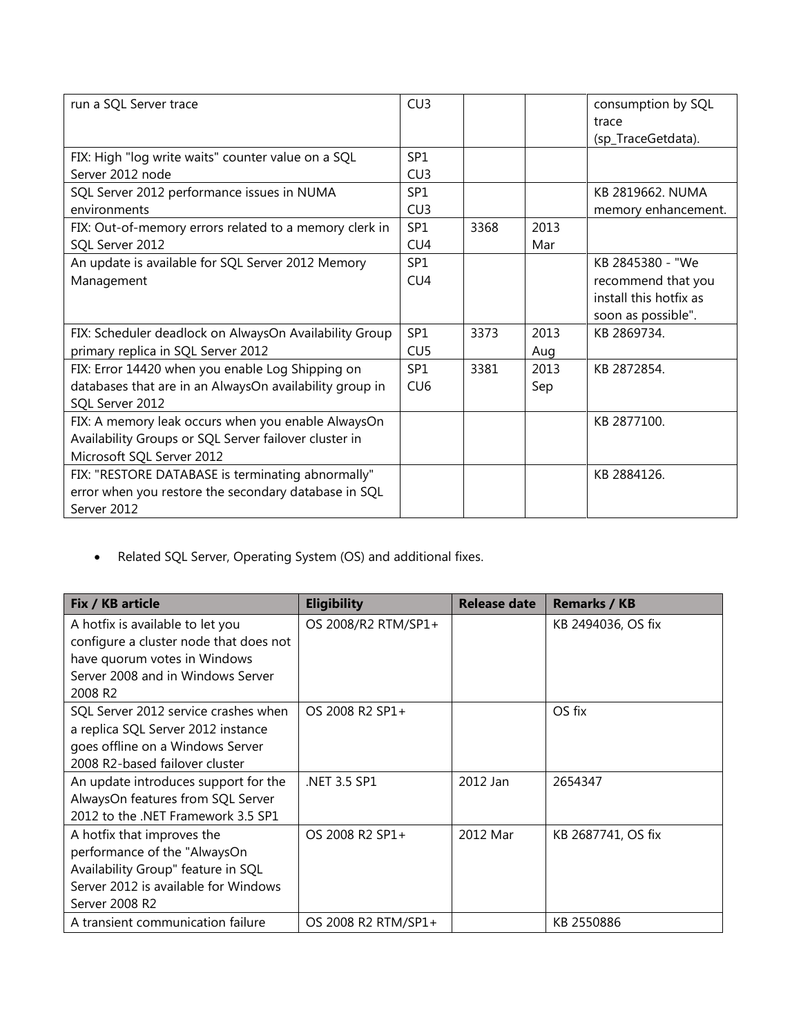| | | | | |
|---|---|---|---|---|
| run a SQL Server trace | CU3 | | | consumption by SQL trace (sp_TraceGetdata). |
| FIX: High "log write waits" counter value on a SQL Server 2012 node | SP1 CU3 | | | |
| SQL Server 2012 performance issues in NUMA environments | SP1 CU3 | | | KB 2819662. NUMA memory enhancement. |
| FIX: Out-of-memory errors related to a memory clerk in SQL Server 2012 | SP1 CU4 | 3368 | 2013 Mar | |
| An update is available for SQL Server 2012 Memory Management | SP1 CU4 | | | KB 2845380 - "We recommend that you install this hotfix as soon as possible". |
| FIX: Scheduler deadlock on AlwaysOn Availability Group primary replica in SQL Server 2012 | SP1 CU5 | 3373 | 2013 Aug | KB 2869734. |
| FIX: Error 14420 when you enable Log Shipping on databases that are in an AlwaysOn availability group in SQL Server 2012 | SP1 CU6 | 3381 | 2013 Sep | KB 2872854. |
| FIX: A memory leak occurs when you enable AlwaysOn Availability Groups or SQL Server failover cluster in Microsoft SQL Server 2012 | | | | KB 2877100. |
| FIX: "RESTORE DATABASE is terminating abnormally" error when you restore the secondary database in SQL Server 2012 | | | | KB 2884126. |

- Related SQL Server, Operating System (OS) and additional fixes.

| Fix / KB article | Eligibility | Release date | Remarks / KB |
|---|---|---|---|
| A hotfix is available to let you configure a cluster node that does not have quorum votes in Windows Server 2008 and in Windows Server 2008 R2 | OS 2008/R2 RTM/SP1+ | | KB 2494036, OS fix |
| SQL Server 2012 service crashes when a replica SQL Server 2012 instance goes offline on a Windows Server 2008 R2-based failover cluster | OS 2008 R2 SP1+ | | OS fix |
| An update introduces support for the AlwaysOn features from SQL Server 2012 to the .NET Framework 3.5 SP1 | .NET 3.5 SP1 | 2012 Jan | 2654347 |
| A hotfix that improves the performance of the "AlwaysOn Availability Group" feature in SQL Server 2012 is available for Windows Server 2008 R2 | OS 2008 R2 SP1+ | 2012 Mar | KB 2687741, OS fix |
| A transient communication failure | OS 2008 R2 RTM/SP1+ | | KB 2550886 |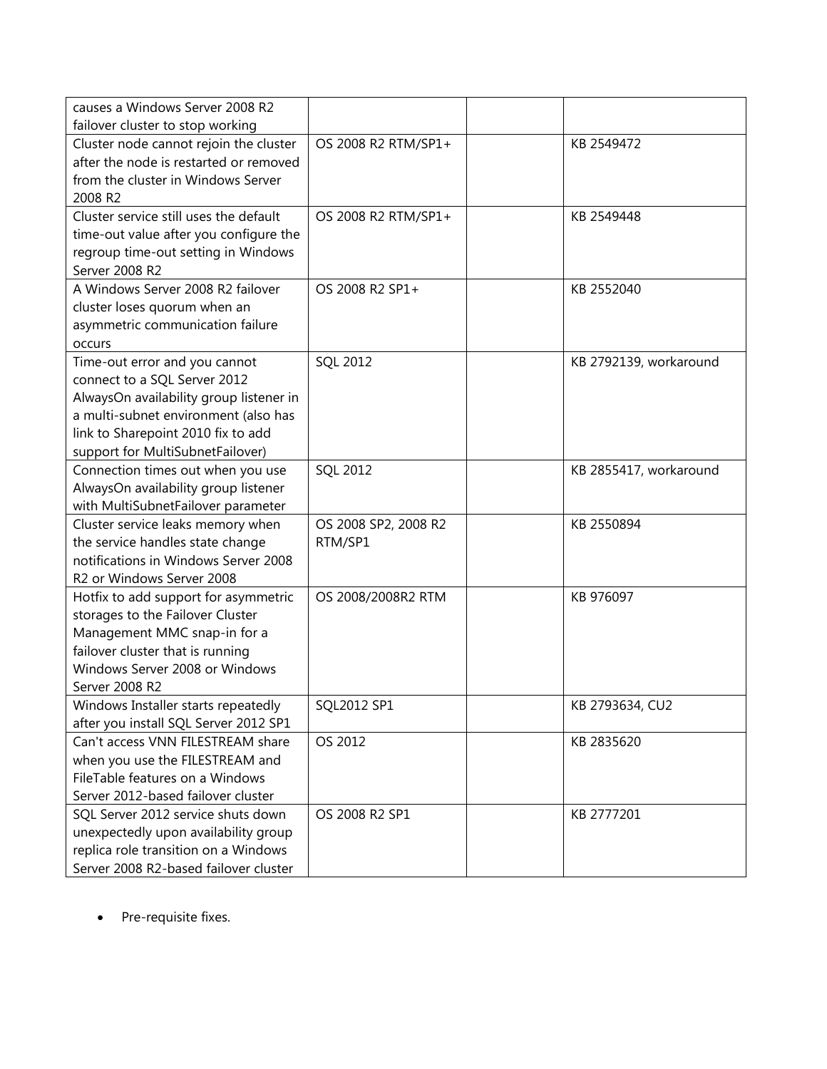| | | | |
|---|---|---|---|
| causes a Windows Server 2008 R2 failover cluster to stop working | | | |
| Cluster node cannot rejoin the cluster after the node is restarted or removed from the cluster in Windows Server 2008 R2 | OS 2008 R2 RTM/SP1+ | | KB 2549472 |
| Cluster service still uses the default time-out value after you configure the regroup time-out setting in Windows Server 2008 R2 | OS 2008 R2 RTM/SP1+ | | KB 2549448 |
| A Windows Server 2008 R2 failover cluster loses quorum when an asymmetric communication failure occurs | OS 2008 R2 SP1+ | | KB 2552040 |
| Time-out error and you cannot connect to a SQL Server 2012 AlwaysOn availability group listener in a multi-subnet environment (also has link to Sharepoint 2010 fix to add support for MultiSubnetFailover) | SQL 2012 | | KB 2792139, workaround |
| Connection times out when you use AlwaysOn availability group listener with MultiSubnetFailover parameter | SQL 2012 | | KB 2855417, workaround |
| Cluster service leaks memory when the service handles state change notifications in Windows Server 2008 R2 or Windows Server 2008 | OS 2008 SP2, 2008 R2 RTM/SP1 | | KB 2550894 |
| Hotfix to add support for asymmetric storages to the Failover Cluster Management MMC snap-in for a failover cluster that is running Windows Server 2008 or Windows Server 2008 R2 | OS 2008/2008R2 RTM | | KB 976097 |
| Windows Installer starts repeatedly after you install SQL Server 2012 SP1 | SQL2012 SP1 | | KB 2793634, CU2 |
| Can't access VNN FILESTREAM share when you use the FILESTREAM and FileTable features on a Windows Server 2012-based failover cluster | OS 2012 | | KB 2835620 |
| SQL Server 2012 service shuts down unexpectedly upon availability group replica role transition on a Windows Server 2008 R2-based failover cluster | OS 2008 R2 SP1 | | KB 2777201 |

- Pre-requisite fixes.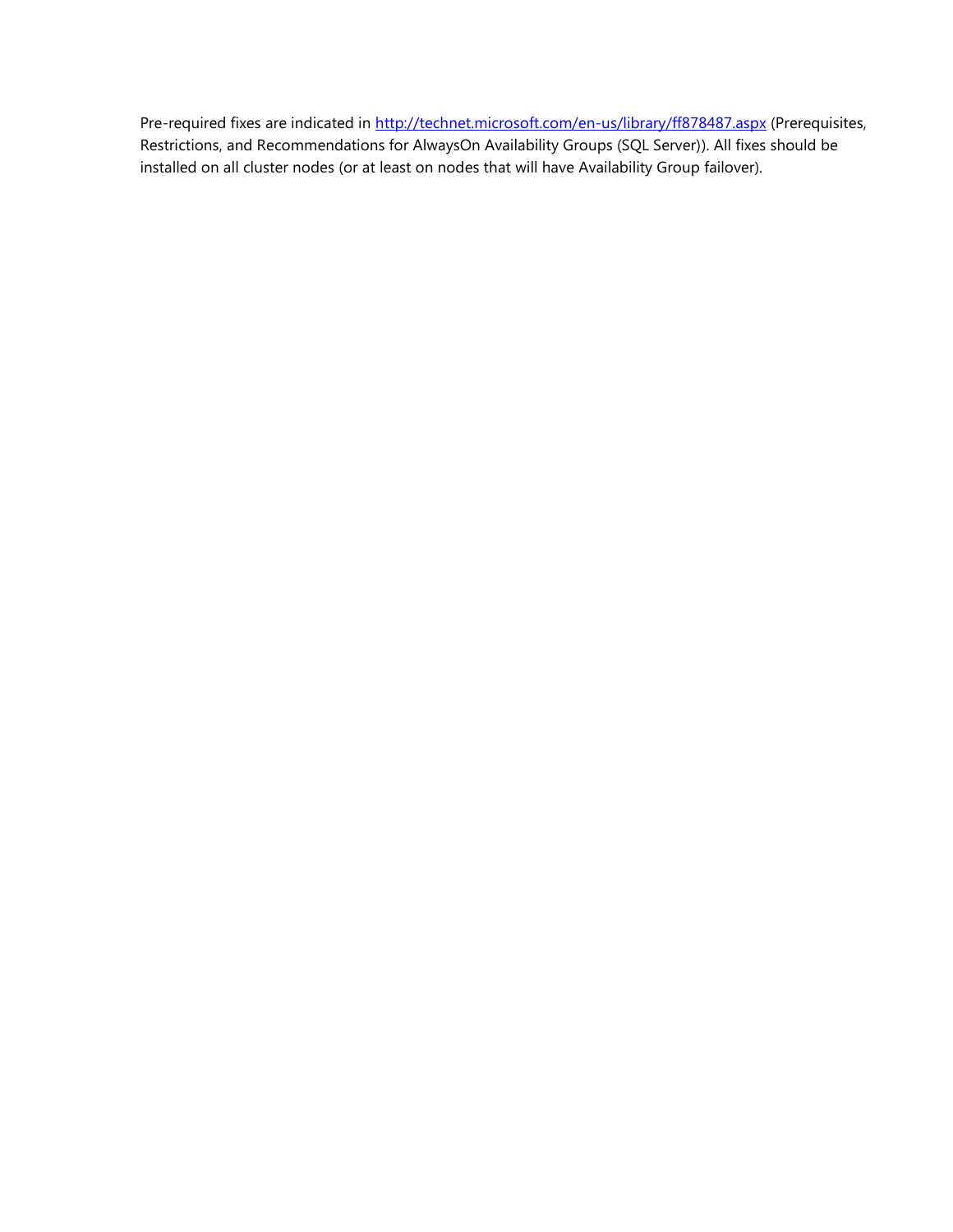Pre-required fixes are indicated in [http://technet.microsoft.com/en-us/library/ff878487.aspx](http://technet.microsoft.com/en-us/library/ff878487.aspx) (Prerequisites, Restrictions, and Recommendations for AlwaysOn Availability Groups (SQL Server)). All fixes should be installed on all cluster nodes (or at least on nodes that will have Availability Group failover).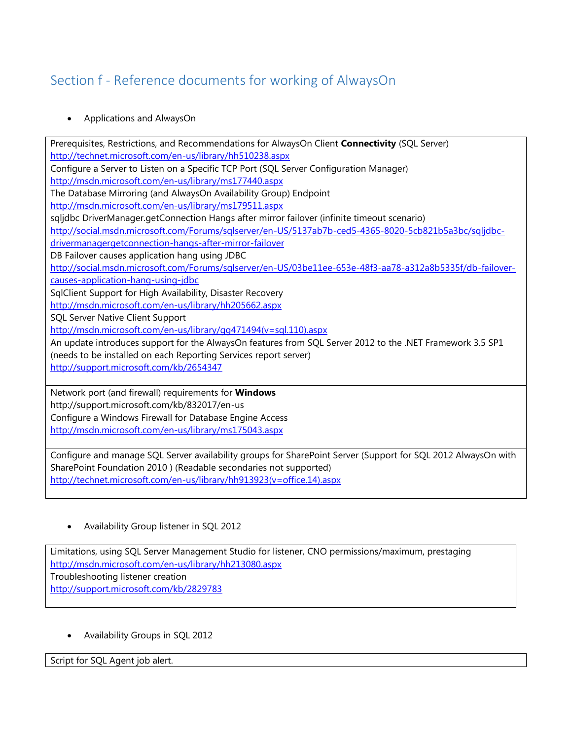## Section f - Reference documents for working of AlwaysOn

- Applications and AlwaysOn

| |
|---|
| Prerequisites, Restrictions, and Recommendations for AlwaysOn Client **Connectivity** (SQL Server)<br>http://technet.microsoft.com/en-us/library/hh510238.aspx<br>Configure a Server to Listen on a Specific TCP Port (SQL Server Configuration Manager)<br>http://msdn.microsoft.com/en-us/library/ms177440.aspx<br>The Database Mirroring (and AlwaysOn Availability Group) Endpoint<br>http://msdn.microsoft.com/en-us/library/ms179511.aspx<br>sqljdbc DriverManager.getConnection Hangs after mirror failover (infinite timeout scenario)<br>http://social.msdn.microsoft.com/Forums/sqlserver/en-US/5137ab7b-ced5-4365-8020-5cb821b5a3bc/sqljdbc-drivermanagergetconnection-hangs-after-mirror-failover<br>DB Failover causes application hang using JDBC<br>http://social.msdn.microsoft.com/Forums/sqlserver/en-US/03be11ee-653e-48f3-aa78-a312a8b5335f/db-failover-causes-application-hang-using-jdbc<br>SqlClient Support for High Availability, Disaster Recovery<br>http://msdn.microsoft.com/en-us/library/hh205662.aspx<br>SQL Server Native Client Support<br>http://msdn.microsoft.com/en-us/library/gg471494(v=sql.110).aspx<br>An update introduces support for the AlwaysOn features from SQL Server 2012 to the .NET Framework 3.5 SP1 (needs to be installed on each Reporting Services report server)<br>http://support.microsoft.com/kb/2654347 |
| Network port (and firewall) requirements for **Windows**<br>http://support.microsoft.com/kb/832017/en-us<br>Configure a Windows Firewall for Database Engine Access<br>http://msdn.microsoft.com/en-us/library/ms175043.aspx |
| Configure and manage SQL Server availability groups for SharePoint Server (Support for SQL 2012 AlwaysOn with SharePoint Foundation 2010 ) (Readable secondaries not supported)<br>http://technet.microsoft.com/en-us/library/hh913923(v=office.14).aspx |

- Availability Group listener in SQL 2012

| |
|---|
| Limitations, using SQL Server Management Studio for listener, CNO permissions/maximum, prestaging<br>http://msdn.microsoft.com/en-us/library/hh213080.aspx<br>Troubleshooting listener creation<br>http://support.microsoft.com/kb/2829783 |

- Availability Groups in SQL 2012

| |
|---|
| Script for SQL Agent job alert. |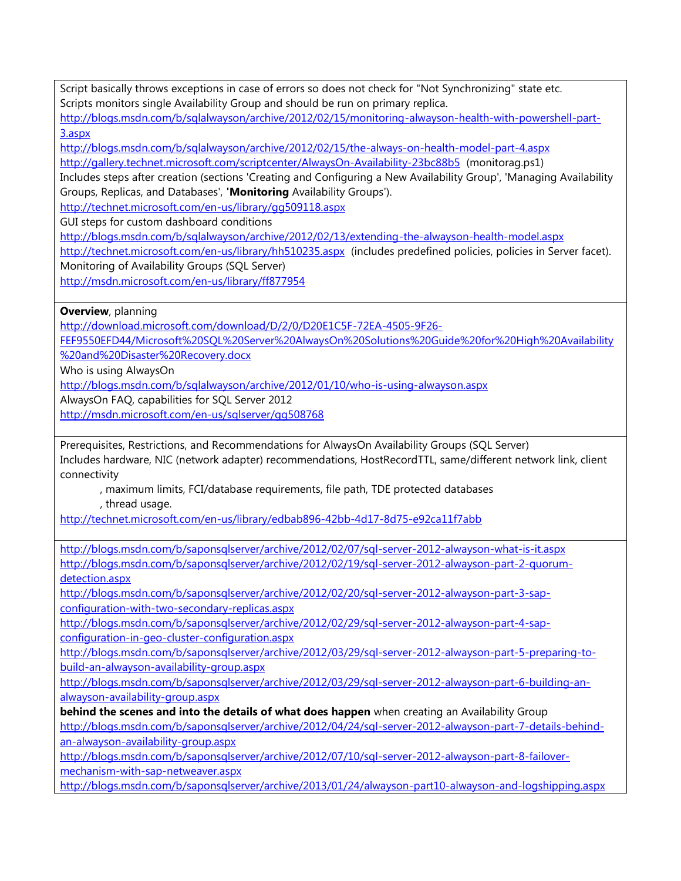Script basically throws exceptions in case of errors so does not check for "Not Synchronizing" state etc.
Scripts monitors single Availability Group and should be run on primary replica.
http://blogs.msdn.com/b/sqlalwayson/archive/2012/02/15/monitoring-alwayson-health-with-powershell-part-3.aspx
http://blogs.msdn.com/b/sqlalwayson/archive/2012/02/15/the-always-on-health-model-part-4.aspx
http://gallery.technet.microsoft.com/scriptcenter/AlwaysOn-Availability-23bc88b5 (monitorag.ps1)
Includes steps after creation (sections 'Creating and Configuring a New Availability Group', 'Managing Availability Groups, Replicas, and Databases', '**Monitoring** Availability Groups').
http://technet.microsoft.com/en-us/library/gg509118.aspx
GUI steps for custom dashboard conditions
http://blogs.msdn.com/b/sqlalwayson/archive/2012/02/13/extending-the-alwayson-health-model.aspx
http://technet.microsoft.com/en-us/library/hh510235.aspx (includes predefined policies, policies in Server facet).
Monitoring of Availability Groups (SQL Server)
http://msdn.microsoft.com/en-us/library/ff877954

---

**Overview**, planning
http://download.microsoft.com/download/D/2/0/D20E1C5F-72EA-4505-9F26-FEF9550EFD44/Microsoft%20SQL%20Server%20AlwaysOn%20Solutions%20Guide%20for%20High%20Availability%20and%20Disaster%20Recovery.docx
Who is using AlwaysOn
http://blogs.msdn.com/b/sqlalwayson/archive/2012/01/10/who-is-using-alwayson.aspx
AlwaysOn FAQ, capabilities for SQL Server 2012
http://msdn.microsoft.com/en-us/sqlserver/gg508768

---

Prerequisites, Restrictions, and Recommendations for AlwaysOn Availability Groups (SQL Server)
Includes hardware, NIC (network adapter) recommendations, HostRecordTTL, same/different network link, client connectivity
, maximum limits, FCI/database requirements, file path, TDE protected databases
, thread usage.
http://technet.microsoft.com/en-us/library/edbab896-42bb-4d17-8d75-e92ca11f7abb

---

http://blogs.msdn.com/b/saponsqlserver/archive/2012/02/07/sql-server-2012-alwayson-what-is-it.aspx
http://blogs.msdn.com/b/saponsqlserver/archive/2012/02/19/sql-server-2012-alwayson-part-2-quorum-detection.aspx
http://blogs.msdn.com/b/saponsqlserver/archive/2012/02/20/sql-server-2012-alwayson-part-3-sap-configuration-with-two-secondary-replicas.aspx
http://blogs.msdn.com/b/saponsqlserver/archive/2012/02/29/sql-server-2012-alwayson-part-4-sap-configuration-in-geo-cluster-configuration.aspx
http://blogs.msdn.com/b/saponsqlserver/archive/2012/03/29/sql-server-2012-alwayson-part-5-preparing-to-build-an-alwayson-availability-group.aspx
http://blogs.msdn.com/b/saponsqlserver/archive/2012/03/29/sql-server-2012-alwayson-part-6-building-an-alwayson-availability-group.aspx
**behind the scenes and into the details of what does happen** when creating an Availability Group
http://blogs.msdn.com/b/saponsqlserver/archive/2012/04/24/sql-server-2012-alwayson-part-7-details-behind-an-alwayson-availability-group.aspx
http://blogs.msdn.com/b/saponsqlserver/archive/2012/07/10/sql-server-2012-alwayson-part-8-failover-mechanism-with-sap-netweaver.aspx
http://blogs.msdn.com/b/saponsqlserver/archive/2013/01/24/alwayson-part10-alwayson-and-logshipping.aspx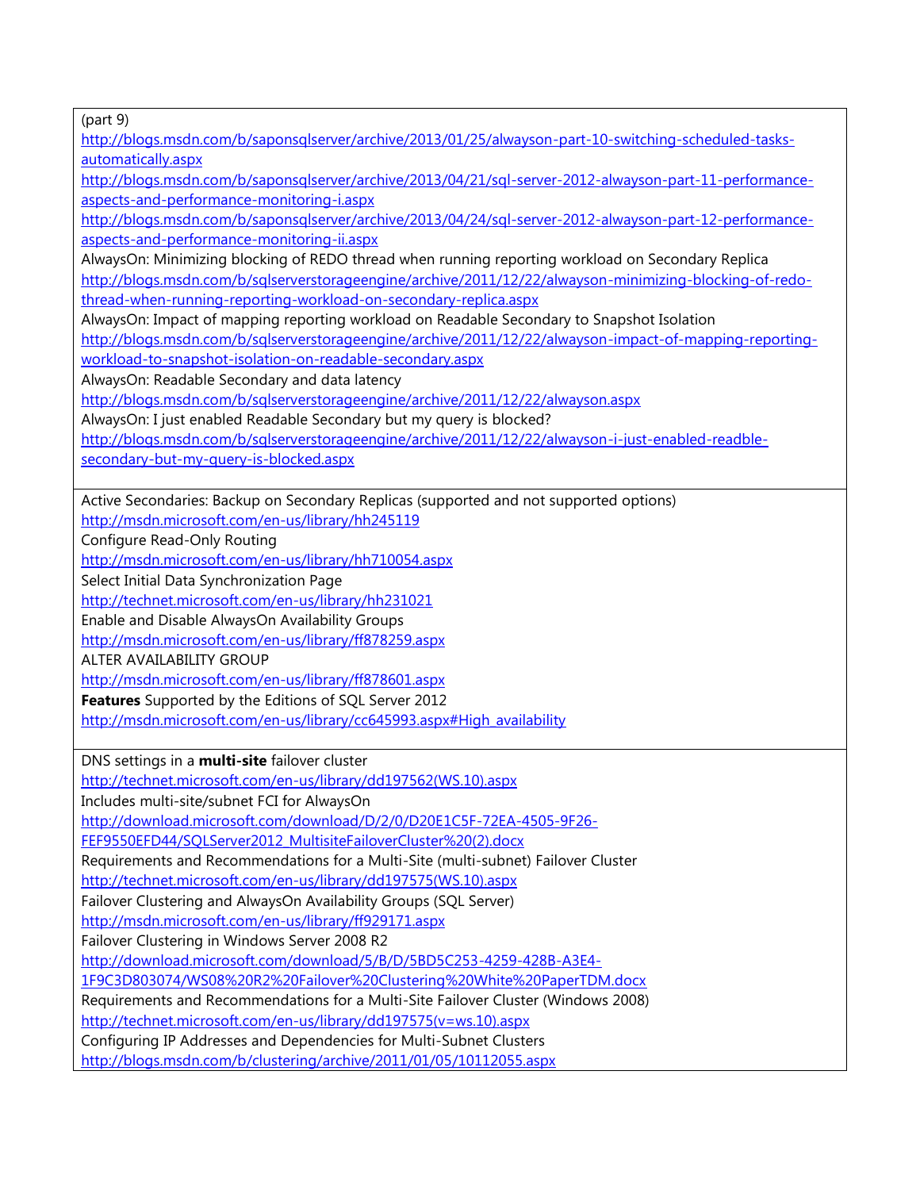(part 9)

http://blogs.msdn.com/b/saponsqlserver/archive/2013/01/25/alwayson-part-10-switching-scheduled-tasks-automatically.aspx

http://blogs.msdn.com/b/saponsqlserver/archive/2013/04/21/sql-server-2012-alwayson-part-11-performance-aspects-and-performance-monitoring-i.aspx

http://blogs.msdn.com/b/saponsqlserver/archive/2013/04/24/sql-server-2012-alwayson-part-12-performance-aspects-and-performance-monitoring-ii.aspx

AlwaysOn: Minimizing blocking of REDO thread when running reporting workload on Secondary Replica

http://blogs.msdn.com/b/sqlserverstorageengine/archive/2011/12/22/alwayson-minimizing-blocking-of-redo-thread-when-running-reporting-workload-on-secondary-replica.aspx

AlwaysOn: Impact of mapping reporting workload on Readable Secondary to Snapshot Isolation

http://blogs.msdn.com/b/sqlserverstorageengine/archive/2011/12/22/alwayson-impact-of-mapping-reporting-workload-to-snapshot-isolation-on-readable-secondary.aspx

AlwaysOn: Readable Secondary and data latency

http://blogs.msdn.com/b/sqlserverstorageengine/archive/2011/12/22/alwayson.aspx

AlwaysOn: I just enabled Readable Secondary but my query is blocked?

http://blogs.msdn.com/b/sqlserverstorageengine/archive/2011/12/22/alwayson-i-just-enabled-readble-secondary-but-my-query-is-blocked.aspx

---

Active Secondaries: Backup on Secondary Replicas (supported and not supported options)

http://msdn.microsoft.com/en-us/library/hh245119

Configure Read-Only Routing

http://msdn.microsoft.com/en-us/library/hh710054.aspx

Select Initial Data Synchronization Page

http://technet.microsoft.com/en-us/library/hh231021

Enable and Disable AlwaysOn Availability Groups

http://msdn.microsoft.com/en-us/library/ff878259.aspx

ALTER AVAILABILITY GROUP

http://msdn.microsoft.com/en-us/library/ff878601.aspx

**Features** Supported by the Editions of SQL Server 2012

http://msdn.microsoft.com/en-us/library/cc645993.aspx#High_availability

---

DNS settings in a **multi-site** failover cluster

http://technet.microsoft.com/en-us/library/dd197562(WS.10).aspx

Includes multi-site/subnet FCI for AlwaysOn

http://download.microsoft.com/download/D/2/0/D20E1C5F-72EA-4505-9F26-FEF9550EFD44/SQLServer2012_MultisiteFailoverCluster%20(2).docx

Requirements and Recommendations for a Multi-Site (multi-subnet) Failover Cluster

http://technet.microsoft.com/en-us/library/dd197575(WS.10).aspx

Failover Clustering and AlwaysOn Availability Groups (SQL Server)

http://msdn.microsoft.com/en-us/library/ff929171.aspx

Failover Clustering in Windows Server 2008 R2

http://download.microsoft.com/download/5/B/D/5BD5C253-4259-428B-A3E4-1F9C3D803074/WS08%20R2%20Failover%20Clustering%20White%20PaperTDM.docx

Requirements and Recommendations for a Multi-Site Failover Cluster (Windows 2008)

http://technet.microsoft.com/en-us/library/dd197575(v=ws.10).aspx

Configuring IP Addresses and Dependencies for Multi-Subnet Clusters

http://blogs.msdn.com/b/clustering/archive/2011/01/05/10112055.aspx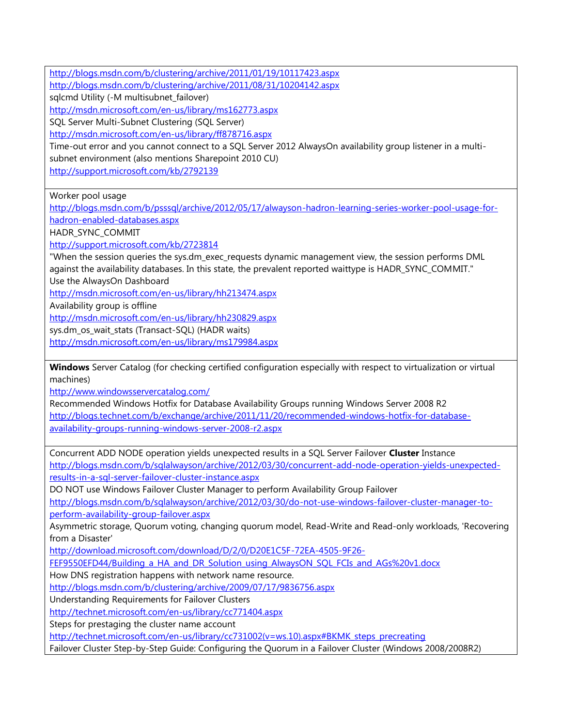http://blogs.msdn.com/b/clustering/archive/2011/01/19/10117423.aspx
http://blogs.msdn.com/b/clustering/archive/2011/08/31/10204142.aspx
sqlcmd Utility (-M multisubnet_failover)
http://msdn.microsoft.com/en-us/library/ms162773.aspx
SQL Server Multi-Subnet Clustering (SQL Server)
http://msdn.microsoft.com/en-us/library/ff878716.aspx
Time-out error and you cannot connect to a SQL Server 2012 AlwaysOn availability group listener in a multi-subnet environment (also mentions Sharepoint 2010 CU)
http://support.microsoft.com/kb/2792139

---

Worker pool usage
http://blogs.msdn.com/b/psssql/archive/2012/05/17/alwayson-hadron-learning-series-worker-pool-usage-for-hadron-enabled-databases.aspx
HADR_SYNC_COMMIT
http://support.microsoft.com/kb/2723814
"When the session queries the sys.dm_exec_requests dynamic management view, the session performs DML against the availability databases. In this state, the prevalent reported waittype is HADR_SYNC_COMMIT."
Use the AlwaysOn Dashboard
http://msdn.microsoft.com/en-us/library/hh213474.aspx
Availability group is offline
http://msdn.microsoft.com/en-us/library/hh230829.aspx
sys.dm_os_wait_stats (Transact-SQL) (HADR waits)
http://msdn.microsoft.com/en-us/library/ms179984.aspx

---

**Windows** Server Catalog (for checking certified configuration especially with respect to virtualization or virtual machines)
http://www.windowsservercatalog.com/
Recommended Windows Hotfix for Database Availability Groups running Windows Server 2008 R2
http://blogs.technet.com/b/exchange/archive/2011/11/20/recommended-windows-hotfix-for-database-availability-groups-running-windows-server-2008-r2.aspx

---

Concurrent ADD NODE operation yields unexpected results in a SQL Server Failover **Cluster** Instance
http://blogs.msdn.com/b/sqlalwayson/archive/2012/03/30/concurrent-add-node-operation-yields-unexpected-results-in-a-sql-server-failover-cluster-instance.aspx
DO NOT use Windows Failover Cluster Manager to perform Availability Group Failover
http://blogs.msdn.com/b/sqlalwayson/archive/2012/03/30/do-not-use-windows-failover-cluster-manager-to-perform-availability-group-failover.aspx
Asymmetric storage, Quorum voting, changing quorum model, Read-Write and Read-only workloads, 'Recovering from a Disaster'
http://download.microsoft.com/download/D/2/0/D20E1C5F-72EA-4505-9F26-FEF9550EFD44/Building_a_HA_and_DR_Solution_using_AlwaysON_SQL_FCIs_and_AGs%20v1.docx
How DNS registration happens with network name resource.
http://blogs.msdn.com/b/clustering/archive/2009/07/17/9836756.aspx
Understanding Requirements for Failover Clusters
http://technet.microsoft.com/en-us/library/cc771404.aspx
Steps for prestaging the cluster name account
http://technet.microsoft.com/en-us/library/cc731002(v=ws.10).aspx#BKMK_steps_precreating
Failover Cluster Step-by-Step Guide: Configuring the Quorum in a Failover Cluster (Windows 2008/2008R2)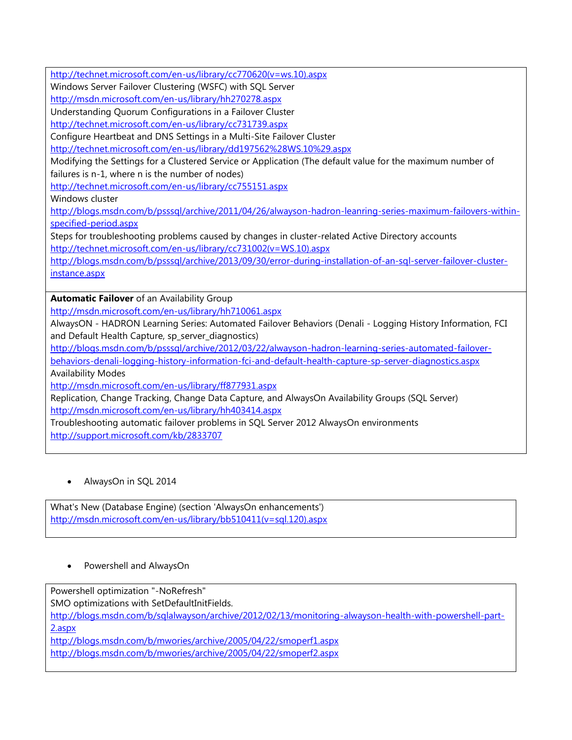http://technet.microsoft.com/en-us/library/cc770620(v=ws.10).aspx
Windows Server Failover Clustering (WSFC) with SQL Server
http://msdn.microsoft.com/en-us/library/hh270278.aspx
Understanding Quorum Configurations in a Failover Cluster
http://technet.microsoft.com/en-us/library/cc731739.aspx
Configure Heartbeat and DNS Settings in a Multi-Site Failover Cluster
http://technet.microsoft.com/en-us/library/dd197562%28WS.10%29.aspx
Modifying the Settings for a Clustered Service or Application (The default value for the maximum number of failures is n-1, where n is the number of nodes)
http://technet.microsoft.com/en-us/library/cc755151.aspx
Windows cluster
http://blogs.msdn.com/b/psssql/archive/2011/04/26/alwayson-hadron-leanring-series-maximum-failovers-within-specified-period.aspx
Steps for troubleshooting problems caused by changes in cluster-related Active Directory accounts
http://technet.microsoft.com/en-us/library/cc731002(v=WS.10).aspx
http://blogs.msdn.com/b/psssql/archive/2013/09/30/error-during-installation-of-an-sql-server-failover-cluster-instance.aspx

**Automatic Failover** of an Availability Group
http://msdn.microsoft.com/en-us/library/hh710061.aspx
AlwaysON - HADRON Learning Series: Automated Failover Behaviors (Denali - Logging History Information, FCI and Default Health Capture, sp_server_diagnostics)
http://blogs.msdn.com/b/psssql/archive/2012/03/22/alwayson-hadron-learning-series-automated-failover-behaviors-denali-logging-history-information-fci-and-default-health-capture-sp-server-diagnostics.aspx
Availability Modes
http://msdn.microsoft.com/en-us/library/ff877931.aspx
Replication, Change Tracking, Change Data Capture, and AlwaysOn Availability Groups (SQL Server)
http://msdn.microsoft.com/en-us/library/hh403414.aspx
Troubleshooting automatic failover problems in SQL Server 2012 AlwaysOn environments
http://support.microsoft.com/kb/2833707

- AlwaysOn in SQL 2014

What's New (Database Engine) (section 'AlwaysOn enhancements')
http://msdn.microsoft.com/en-us/library/bb510411(v=sql.120).aspx

- Powershell and AlwaysOn

Powershell optimization "-NoRefresh"
SMO optimizations with SetDefaultInitFields.
http://blogs.msdn.com/b/sqlalwayson/archive/2012/02/13/monitoring-alwayson-health-with-powershell-part-2.aspx
http://blogs.msdn.com/b/mwories/archive/2005/04/22/smoperf1.aspx
http://blogs.msdn.com/b/mwories/archive/2005/04/22/smoperf2.aspx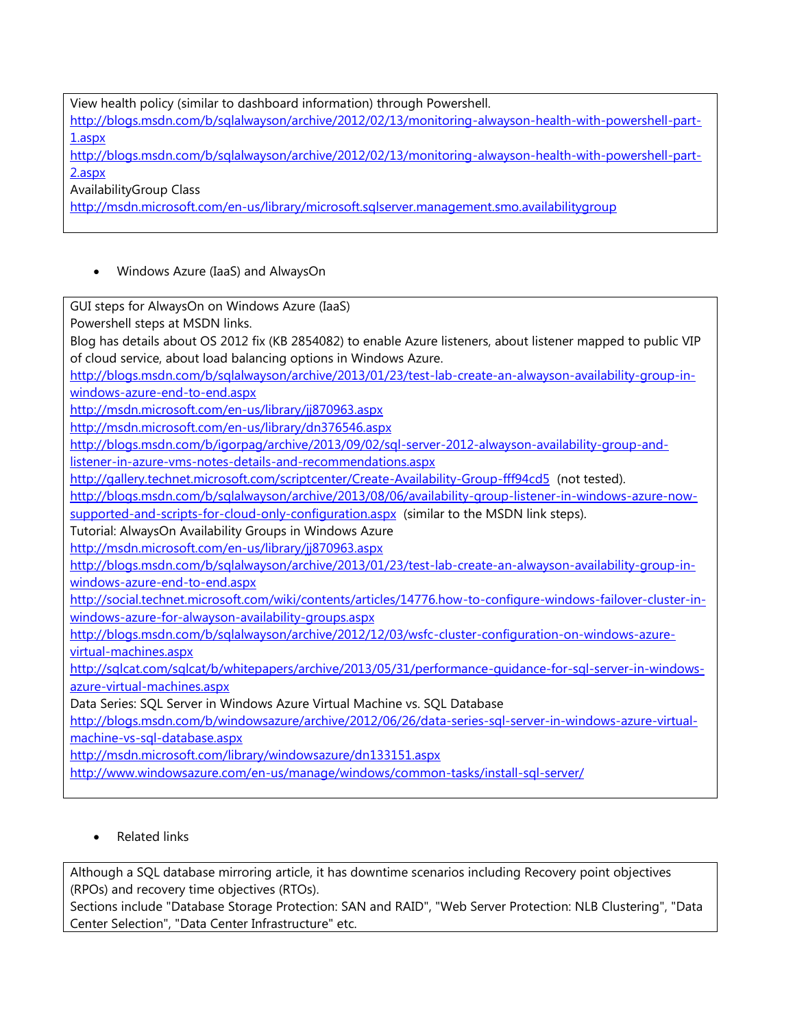View health policy (similar to dashboard information) through Powershell.
http://blogs.msdn.com/b/sqlalwayson/archive/2012/02/13/monitoring-alwayson-health-with-powershell-part-1.aspx
http://blogs.msdn.com/b/sqlalwayson/archive/2012/02/13/monitoring-alwayson-health-with-powershell-part-2.aspx
AvailabilityGroup Class
http://msdn.microsoft.com/en-us/library/microsoft.sqlserver.management.smo.availabilitygroup

- Windows Azure (IaaS) and AlwaysOn

GUI steps for AlwaysOn on Windows Azure (IaaS)
Powershell steps at MSDN links.
Blog has details about OS 2012 fix (KB 2854082) to enable Azure listeners, about listener mapped to public VIP of cloud service, about load balancing options in Windows Azure.
http://blogs.msdn.com/b/sqlalwayson/archive/2013/01/23/test-lab-create-an-alwayson-availability-group-in-windows-azure-end-to-end.aspx
http://msdn.microsoft.com/en-us/library/jj870963.aspx
http://msdn.microsoft.com/en-us/library/dn376546.aspx
http://blogs.msdn.com/b/igorpag/archive/2013/09/02/sql-server-2012-alwayson-availability-group-and-listener-in-azure-vms-notes-details-and-recommendations.aspx
http://gallery.technet.microsoft.com/scriptcenter/Create-Availability-Group-fff94cd5 (not tested).
http://blogs.msdn.com/b/sqlalwayson/archive/2013/08/06/availability-group-listener-in-windows-azure-now-supported-and-scripts-for-cloud-only-configuration.aspx (similar to the MSDN link steps).
Tutorial: AlwaysOn Availability Groups in Windows Azure
http://msdn.microsoft.com/en-us/library/jj870963.aspx
http://blogs.msdn.com/b/sqlalwayson/archive/2013/01/23/test-lab-create-an-alwayson-availability-group-in-windows-azure-end-to-end.aspx
http://social.technet.microsoft.com/wiki/contents/articles/14776.how-to-configure-windows-failover-cluster-in-windows-azure-for-alwayson-availability-groups.aspx
http://blogs.msdn.com/b/sqlalwayson/archive/2012/12/03/wsfc-cluster-configuration-on-windows-azure-virtual-machines.aspx
http://sqlcat.com/sqlcat/b/whitepapers/archive/2013/05/31/performance-guidance-for-sql-server-in-windows-azure-virtual-machines.aspx
Data Series: SQL Server in Windows Azure Virtual Machine vs. SQL Database
http://blogs.msdn.com/b/windowsazure/archive/2012/06/26/data-series-sql-server-in-windows-azure-virtual-machine-vs-sql-database.aspx
http://msdn.microsoft.com/library/windowsazure/dn133151.aspx
http://www.windowsazure.com/en-us/manage/windows/common-tasks/install-sql-server/

- Related links

Although a SQL database mirroring article, it has downtime scenarios including Recovery point objectives (RPOs) and recovery time objectives (RTOs).
Sections include "Database Storage Protection: SAN and RAID", "Web Server Protection: NLB Clustering", "Data Center Selection", "Data Center Infrastructure" etc.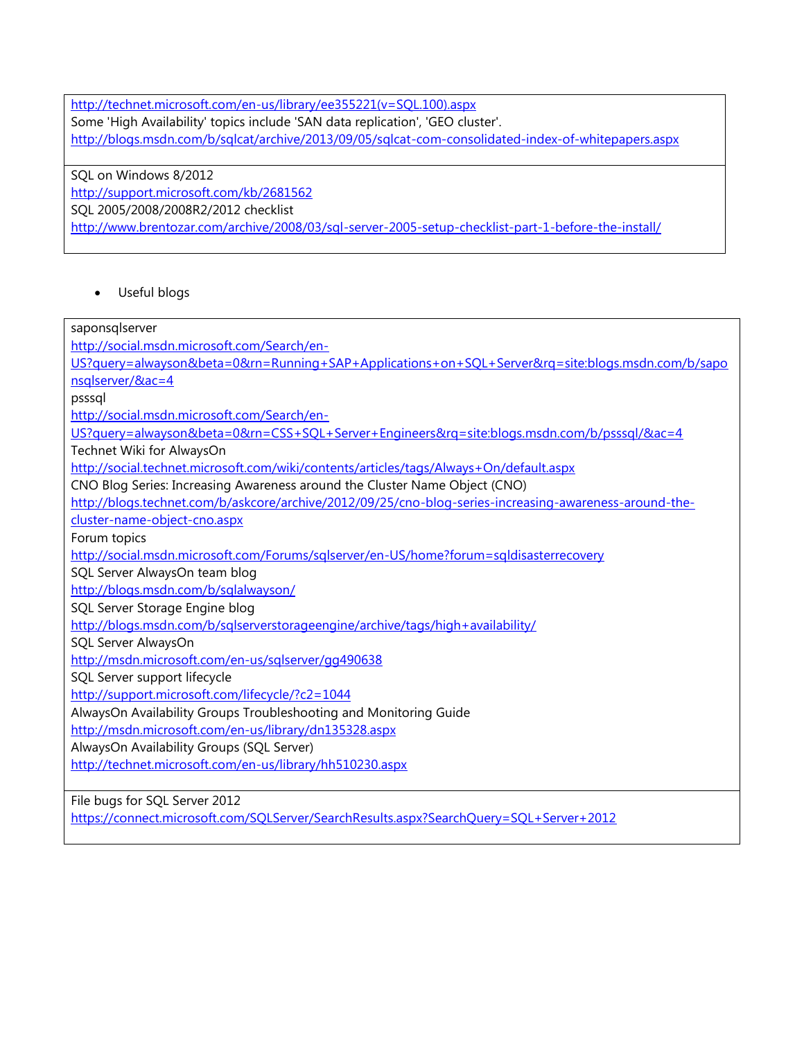http://technet.microsoft.com/en-us/library/ee355221(v=SQL.100).aspx
Some 'High Availability' topics include 'SAN data replication', 'GEO cluster'.
http://blogs.msdn.com/b/sqlcat/archive/2013/09/05/sqlcat-com-consolidated-index-of-whitepapers.aspx

SQL on Windows 8/2012
http://support.microsoft.com/kb/2681562
SQL 2005/2008/2008R2/2012 checklist
http://www.brentozar.com/archive/2008/03/sql-server-2005-setup-checklist-part-1-before-the-install/

- Useful blogs

saponsqlserver
http://social.msdn.microsoft.com/Search/en-US?query=alwayson&beta=0&rn=Running+SAP+Applications+on+SQL+Server&rq=site:blogs.msdn.com/b/saponsqlserver/&ac=4
psssql
http://social.msdn.microsoft.com/Search/en-US?query=alwayson&beta=0&rn=CSS+SQL+Server+Engineers&rq=site:blogs.msdn.com/b/psssql/&ac=4
Technet Wiki for AlwaysOn
http://social.technet.microsoft.com/wiki/contents/articles/tags/Always+On/default.aspx
CNO Blog Series: Increasing Awareness around the Cluster Name Object (CNO)
http://blogs.technet.com/b/askcore/archive/2012/09/25/cno-blog-series-increasing-awareness-around-the-cluster-name-object-cno.aspx
Forum topics
http://social.msdn.microsoft.com/Forums/sqlserver/en-US/home?forum=sqldisasterrecovery
SQL Server AlwaysOn team blog
http://blogs.msdn.com/b/sqlalwayson/
SQL Server Storage Engine blog
http://blogs.msdn.com/b/sqlserverstorageengine/archive/tags/high+availability/
SQL Server AlwaysOn
http://msdn.microsoft.com/en-us/sqlserver/gg490638
SQL Server support lifecycle
http://support.microsoft.com/lifecycle/?c2=1044
AlwaysOn Availability Groups Troubleshooting and Monitoring Guide
http://msdn.microsoft.com/en-us/library/dn135328.aspx
AlwaysOn Availability Groups (SQL Server)
http://technet.microsoft.com/en-us/library/hh510230.aspx

File bugs for SQL Server 2012
https://connect.microsoft.com/SQLServer/SearchResults.aspx?SearchQuery=SQL+Server+2012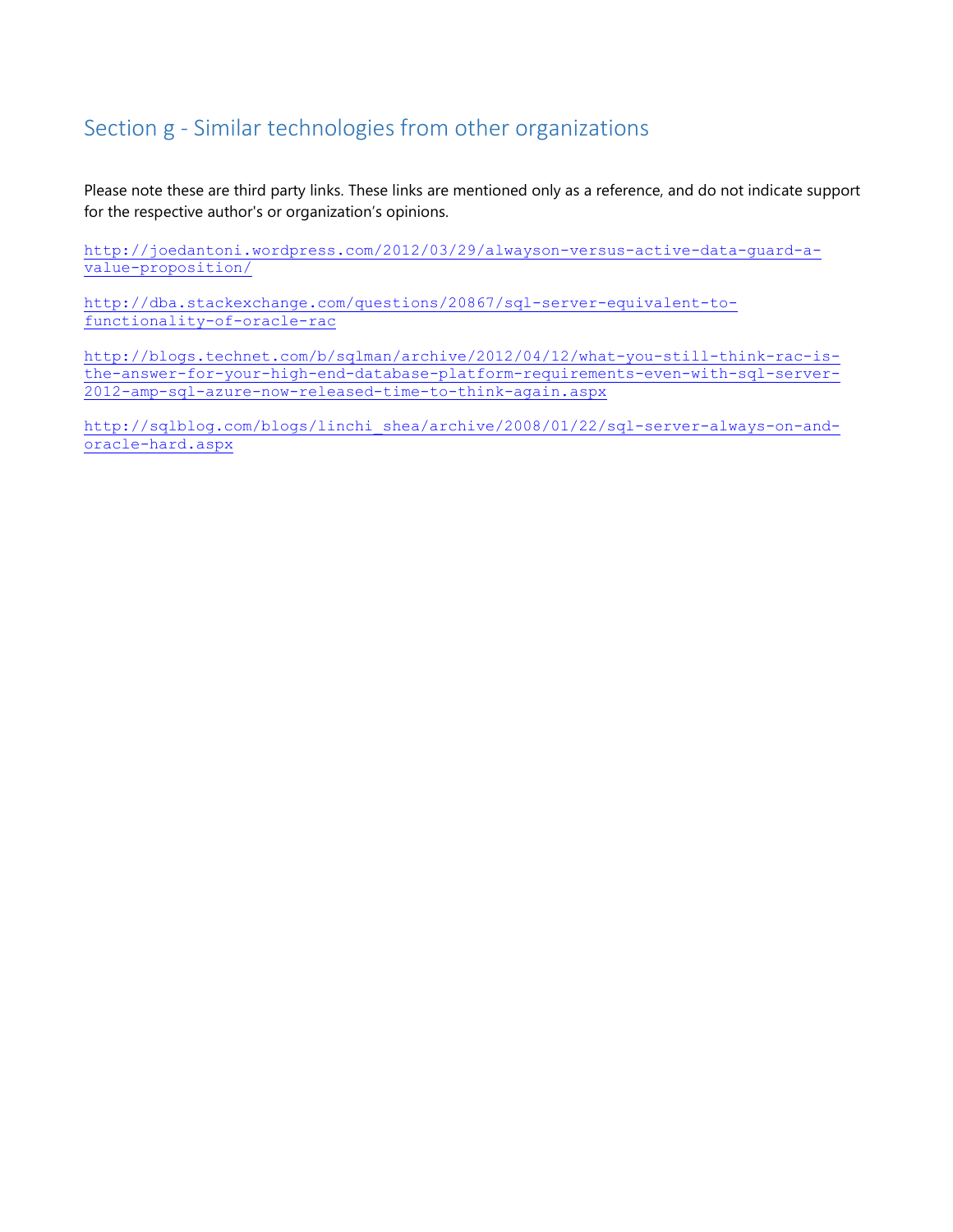## Section g - Similar technologies from other organizations

Please note these are third party links. These links are mentioned only as a reference, and do not indicate support for the respective author's or organization's opinions.

http://joedantoni.wordpress.com/2012/03/29/alwayson-versus-active-data-guard-a-value-proposition/

http://dba.stackexchange.com/questions/20867/sql-server-equivalent-to-functionality-of-oracle-rac

http://blogs.technet.com/b/sqlman/archive/2012/04/12/what-you-still-think-rac-is-the-answer-for-your-high-end-database-platform-requirements-even-with-sql-server-2012-amp-sql-azure-now-released-time-to-think-again.aspx

http://sqlblog.com/blogs/linchi_shea/archive/2008/01/22/sql-server-always-on-and-oracle-hard.aspx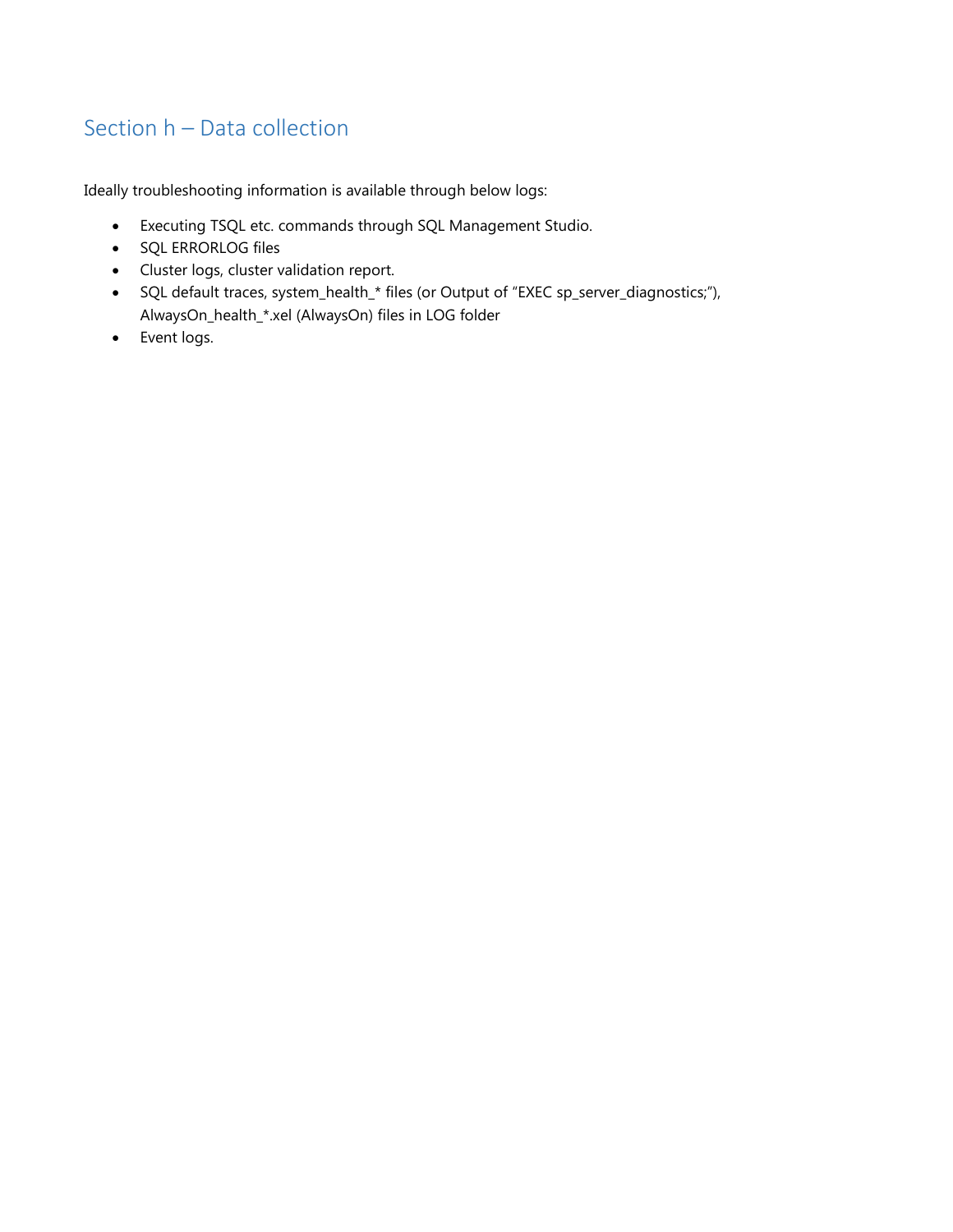## Section h – Data collection

Ideally troubleshooting information is available through below logs:

- Executing TSQL etc. commands through SQL Management Studio.
- SQL ERRORLOG files
- Cluster logs, cluster validation report.
- SQL default traces, system_health_* files (or Output of "EXEC sp_server_diagnostics;"), AlwaysOn_health_*.xel (AlwaysOn) files in LOG folder
- Event logs.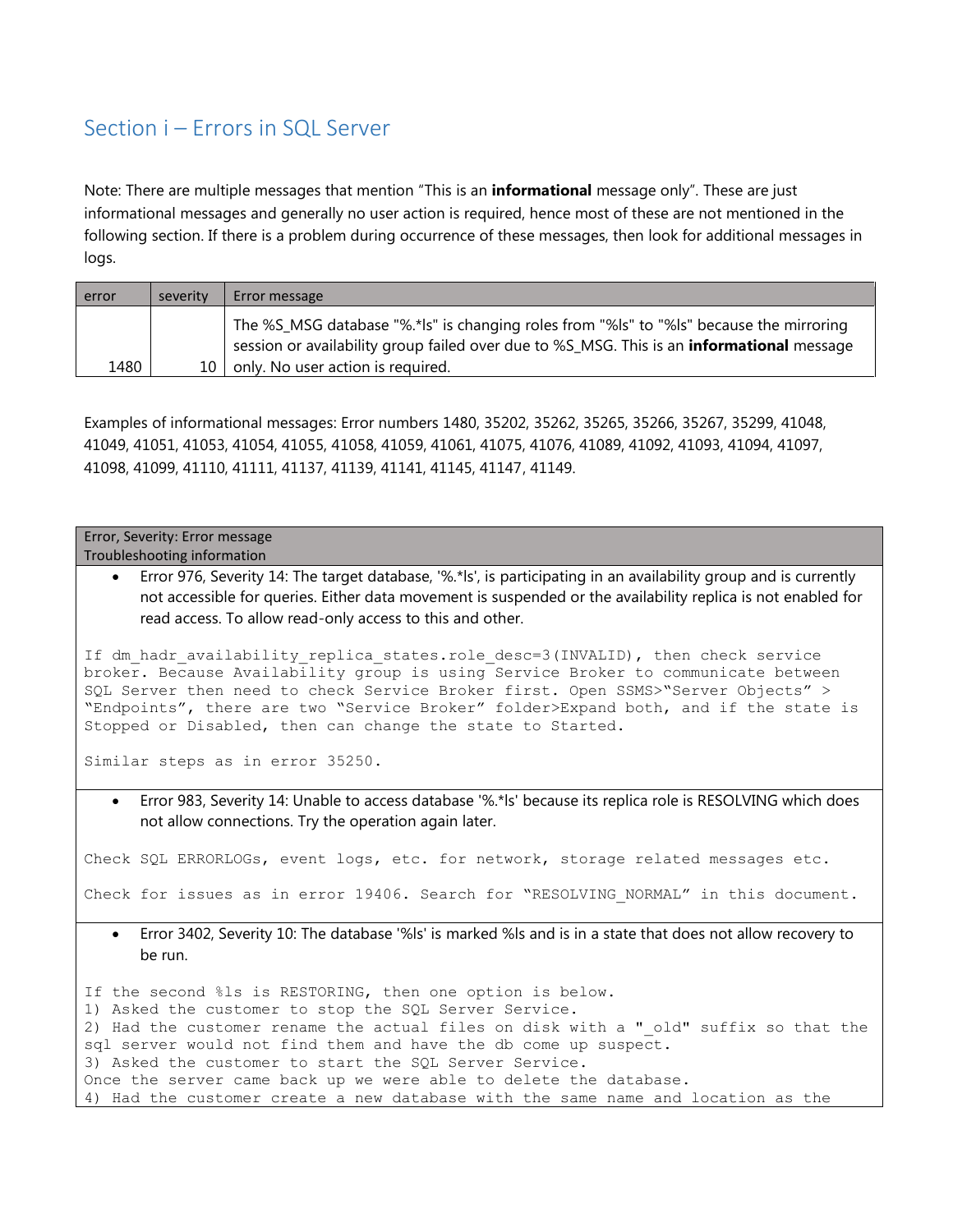## Section i – Errors in SQL Server

Note: There are multiple messages that mention "This is an **informational** message only". These are just informational messages and generally no user action is required, hence most of these are not mentioned in the following section. If there is a problem during occurrence of these messages, then look for additional messages in logs.

| error | severity | Error message |
|---|---|---|
| 1480 | 10 | The %S_MSG database "%.*ls" is changing roles from "%ls" to "%ls" because the mirroring session or availability group failed over due to %S_MSG. This is an **informational** message only. No user action is required. |

Examples of informational messages: Error numbers 1480, 35202, 35262, 35265, 35266, 35267, 35299, 41048, 41049, 41051, 41053, 41054, 41055, 41058, 41059, 41061, 41075, 41076, 41089, 41092, 41093, 41094, 41097, 41098, 41099, 41110, 41111, 41137, 41139, 41141, 41145, 41147, 41149.

| Error, Severity: Error message<br>Troubleshooting information |
|---|
| • Error 976, Severity 14: The target database, '%.*ls', is participating in an availability group and is currently not accessible for queries. Either data movement is suspended or the availability replica is not enabled for read access. To allow read-only access to this and other.<br><br>`If dm_hadr_availability_replica_states.role_desc=3(INVALID), then check service broker. Because Availability group is using Service Broker to communicate between SQL Server then need to check Service Broker first. Open SSMS>"Server Objects" > "Endpoints", there are two "Service Broker" folder>Expand both, and if the state is Stopped or Disabled, then can change the state to Started.`<br><br>`Similar steps as in error 35250.` |
| • Error 983, Severity 14: Unable to access database '%.*ls' because its replica role is RESOLVING which does not allow connections. Try the operation again later.<br><br>`Check SQL ERRORLOGs, event logs, etc. for network, storage related messages etc.`<br><br>`Check for issues as in error 19406. Search for "RESOLVING_NORMAL" in this document.` |
| • Error 3402, Severity 10: The database '%ls' is marked %ls and is in a state that does not allow recovery to be run.<br><br>`If the second %ls is RESTORING, then one option is below.`<br>`1) Asked the customer to stop the SQL Server Service.`<br>`2) Had the customer rename the actual files on disk with a "_old" suffix so that the sql server would not find them and have the db come up suspect.`<br>`3) Asked the customer to start the SQL Server Service.`<br>`Once the server came back up we were able to delete the database.`<br>`4) Had the customer create a new database with the same name and location as the` |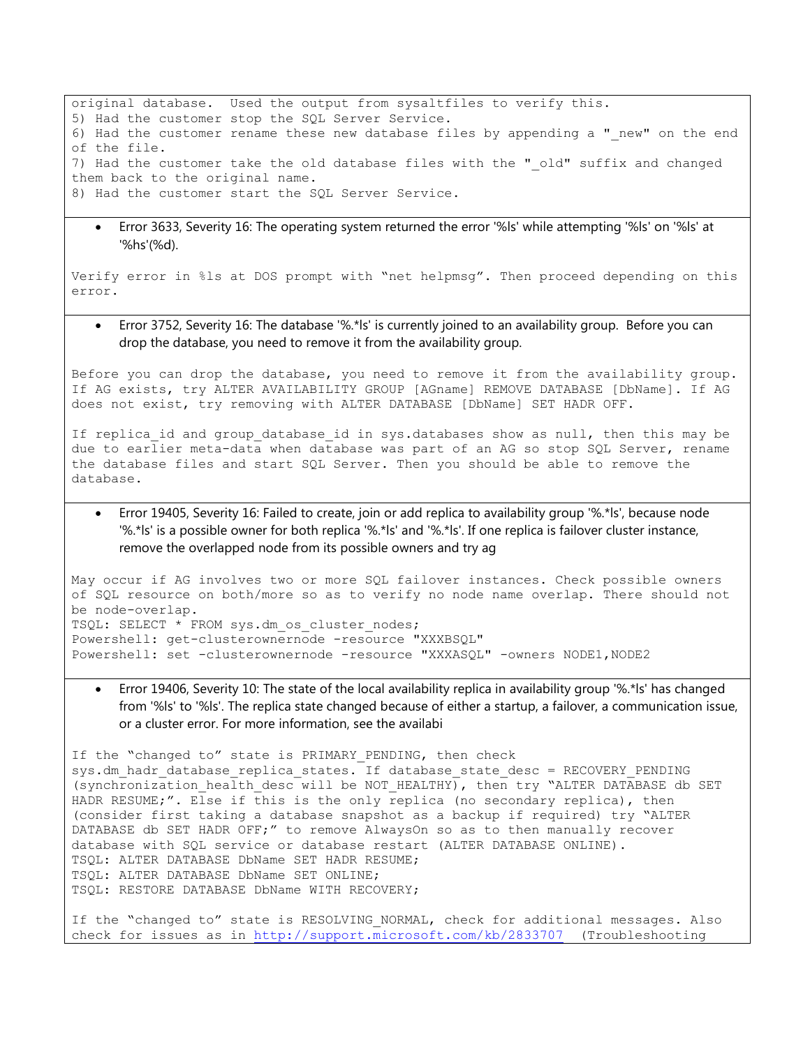```
original database.  Used the output from sysaltfiles to verify this.
5) Had the customer stop the SQL Server Service.
6) Had the customer rename these new database files by appending a "_new" on the end
of the file.
7) Had the customer take the old database files with the "_old" suffix and changed
them back to the original name.
8) Had the customer start the SQL Server Service.
```

- Error 3633, Severity 16: The operating system returned the error '%ls' while attempting '%ls' on '%ls' at '%hs'(%d).

```
Verify error in %ls at DOS prompt with "net helpmsg". Then proceed depending on this
error.
```

- Error 3752, Severity 16: The database '%.*ls' is currently joined to an availability group. Before you can drop the database, you need to remove it from the availability group.

```
Before you can drop the database, you need to remove it from the availability group.
If AG exists, try ALTER AVAILABILITY GROUP [AGname] REMOVE DATABASE [DbName]. If AG
does not exist, try removing with ALTER DATABASE [DbName] SET HADR OFF.

If replica_id and group_database_id in sys.databases show as null, then this may be
due to earlier meta-data when database was part of an AG so stop SQL Server, rename
the database files and start SQL Server. Then you should be able to remove the
database.
```

- Error 19405, Severity 16: Failed to create, join or add replica to availability group '%.*ls', because node '%.*ls' is a possible owner for both replica '%.*ls' and '%.*ls'. If one replica is failover cluster instance, remove the overlapped node from its possible owners and try ag

```
May occur if AG involves two or more SQL failover instances. Check possible owners
of SQL resource on both/more so as to verify no node name overlap. There should not
be node-overlap.
TSQL: SELECT * FROM sys.dm_os_cluster_nodes;
Powershell: get-clusterownernode -resource "XXXBSQL"
Powershell: set -clusterownernode -resource "XXXASQL" -owners NODE1,NODE2
```

- Error 19406, Severity 10: The state of the local availability replica in availability group '%.*ls' has changed from '%ls' to '%ls'. The replica state changed because of either a startup, a failover, a communication issue, or a cluster error. For more information, see the availabi

```
If the "changed to" state is PRIMARY_PENDING, then check
sys.dm_hadr_database_replica_states. If database_state_desc = RECOVERY_PENDING
(synchronization_health_desc will be NOT_HEALTHY), then try "ALTER DATABASE db SET
HADR RESUME;". Else if this is the only replica (no secondary replica), then
(consider first taking a database snapshot as a backup if required) try "ALTER
DATABASE db SET HADR OFF;" to remove AlwaysOn so as to then manually recover
database with SQL service or database restart (ALTER DATABASE ONLINE).
TSQL: ALTER DATABASE DbName SET HADR RESUME;
TSQL: ALTER DATABASE DbName SET ONLINE;
TSQL: RESTORE DATABASE DbName WITH RECOVERY;

If the "changed to" state is RESOLVING_NORMAL, check for additional messages. Also
check for issues as in http://support.microsoft.com/kb/2833707  (Troubleshooting
```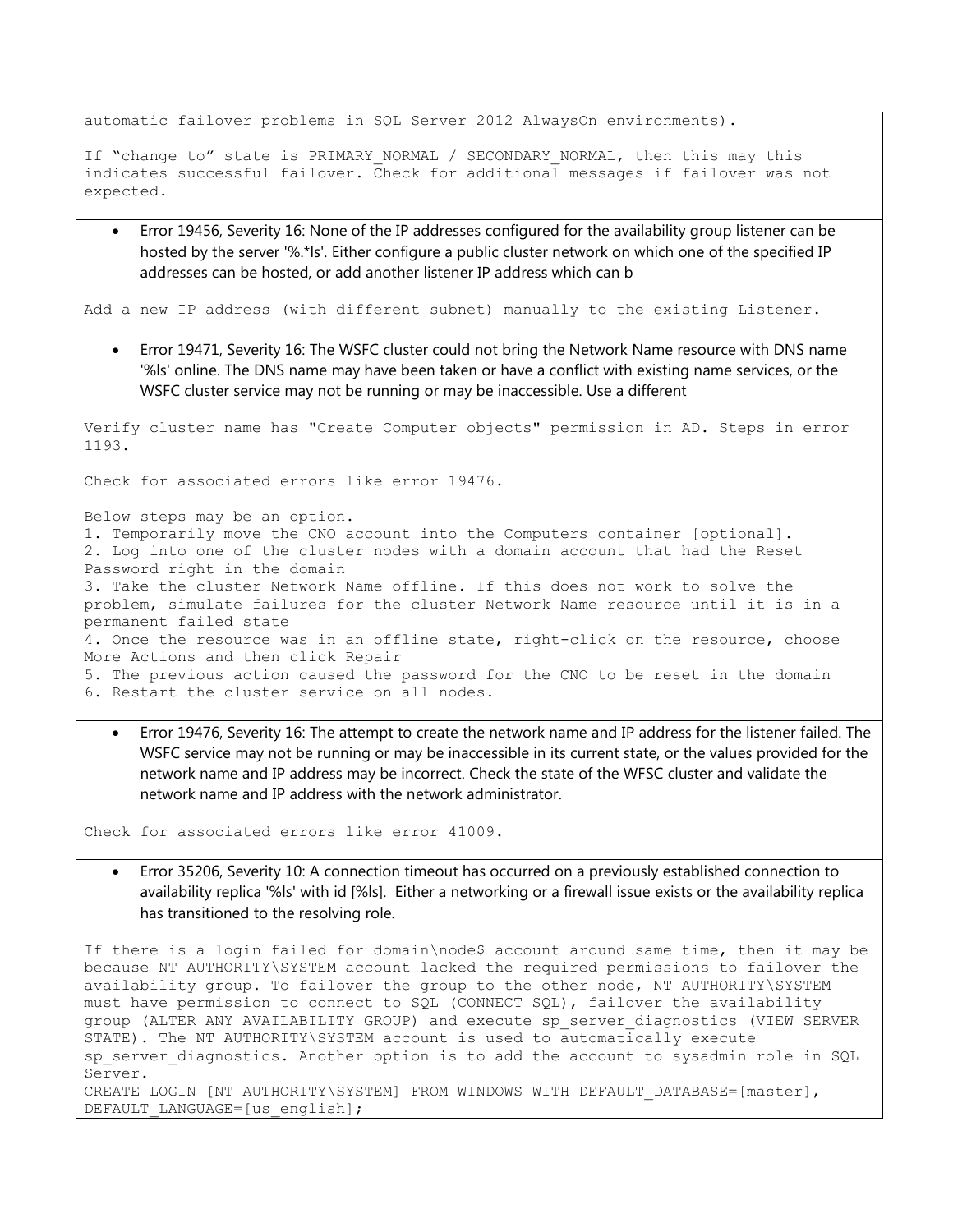automatic failover problems in SQL Server 2012 AlwaysOn environments).

If "change to" state is PRIMARY_NORMAL / SECONDARY_NORMAL, then this may this indicates successful failover. Check for additional messages if failover was not expected.

---

- Error 19456, Severity 16: None of the IP addresses configured for the availability group listener can be hosted by the server '%.*ls'. Either configure a public cluster network on which one of the specified IP addresses can be hosted, or add another listener IP address which can b

Add a new IP address (with different subnet) manually to the existing Listener.

---

- Error 19471, Severity 16: The WSFC cluster could not bring the Network Name resource with DNS name '%ls' online. The DNS name may have been taken or have a conflict with existing name services, or the WSFC cluster service may not be running or may be inaccessible. Use a different

Verify cluster name has "Create Computer objects" permission in AD. Steps in error 1193.

Check for associated errors like error 19476.

Below steps may be an option.
1. Temporarily move the CNO account into the Computers container [optional].
2. Log into one of the cluster nodes with a domain account that had the Reset Password right in the domain
3. Take the cluster Network Name offline. If this does not work to solve the problem, simulate failures for the cluster Network Name resource until it is in a permanent failed state
4. Once the resource was in an offline state, right-click on the resource, choose More Actions and then click Repair
5. The previous action caused the password for the CNO to be reset in the domain
6. Restart the cluster service on all nodes.

---

- Error 19476, Severity 16: The attempt to create the network name and IP address for the listener failed. The WSFC service may not be running or may be inaccessible in its current state, or the values provided for the network name and IP address may be incorrect. Check the state of the WFSC cluster and validate the network name and IP address with the network administrator.

Check for associated errors like error 41009.

---

- Error 35206, Severity 10: A connection timeout has occurred on a previously established connection to availability replica '%ls' with id [%ls]. Either a networking or a firewall issue exists or the availability replica has transitioned to the resolving role.

If there is a login failed for domain\node$ account around same time, then it may be because NT AUTHORITY\SYSTEM account lacked the required permissions to failover the availability group. To failover the group to the other node, NT AUTHORITY\SYSTEM must have permission to connect to SQL (CONNECT SQL), failover the availability group (ALTER ANY AVAILABILITY GROUP) and execute sp_server_diagnostics (VIEW SERVER STATE). The NT AUTHORITY\SYSTEM account is used to automatically execute sp_server_diagnostics. Another option is to add the account to sysadmin role in SQL Server.

```
CREATE LOGIN [NT AUTHORITY\SYSTEM] FROM WINDOWS WITH DEFAULT_DATABASE=[master], DEFAULT_LANGUAGE=[us_english];
```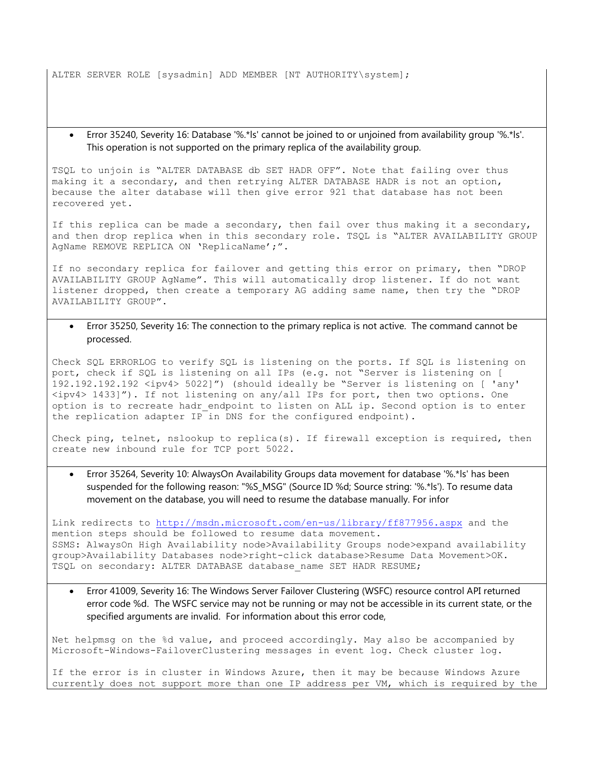```
ALTER SERVER ROLE [sysadmin] ADD MEMBER [NT AUTHORITY\system];
```

- Error 35240, Severity 16: Database '%.*ls' cannot be joined to or unjoined from availability group '%.*ls'. This operation is not supported on the primary replica of the availability group.

TSQL to unjoin is "ALTER DATABASE db SET HADR OFF". Note that failing over thus making it a secondary, and then retrying ALTER DATABASE HADR is not an option, because the alter database will then give error 921 that database has not been recovered yet.

If this replica can be made a secondary, then fail over thus making it a secondary, and then drop replica when in this secondary role. TSQL is "ALTER AVAILABILITY GROUP AgName REMOVE REPLICA ON 'ReplicaName';".

If no secondary replica for failover and getting this error on primary, then "DROP AVAILABILITY GROUP AgName". This will automatically drop listener. If do not want listener dropped, then create a temporary AG adding same name, then try the "DROP AVAILABILITY GROUP".

- Error 35250, Severity 16: The connection to the primary replica is not active. The command cannot be processed.

Check SQL ERRORLOG to verify SQL is listening on the ports. If SQL is listening on port, check if SQL is listening on all IPs (e.g. not "Server is listening on [ 192.192.192.192 <ipv4> 5022]") (should ideally be "Server is listening on [ 'any' <ipv4> 1433]"). If not listening on any/all IPs for port, then two options. One option is to recreate hadr_endpoint to listen on ALL ip. Second option is to enter the replication adapter IP in DNS for the configured endpoint).

Check ping, telnet, nslookup to replica(s). If firewall exception is required, then create new inbound rule for TCP port 5022.

- Error 35264, Severity 10: AlwaysOn Availability Groups data movement for database '%.*ls' has been suspended for the following reason: "%S_MSG" (Source ID %d; Source string: '%.*ls'). To resume data movement on the database, you will need to resume the database manually. For infor

Link redirects to http://msdn.microsoft.com/en-us/library/ff877956.aspx and the mention steps should be followed to resume data movement.
SSMS: AlwaysOn High Availability node>Availability Groups node>expand availability group>Availability Databases node>right-click database>Resume Data Movement>OK.
TSQL on secondary: ALTER DATABASE database_name SET HADR RESUME;

- Error 41009, Severity 16: The Windows Server Failover Clustering (WSFC) resource control API returned error code %d. The WSFC service may not be running or may not be accessible in its current state, or the specified arguments are invalid. For information about this error code,

Net helpmsg on the %d value, and proceed accordingly. May also be accompanied by Microsoft-Windows-FailoverClustering messages in event log. Check cluster log.

If the error is in cluster in Windows Azure, then it may be because Windows Azure currently does not support more than one IP address per VM, which is required by the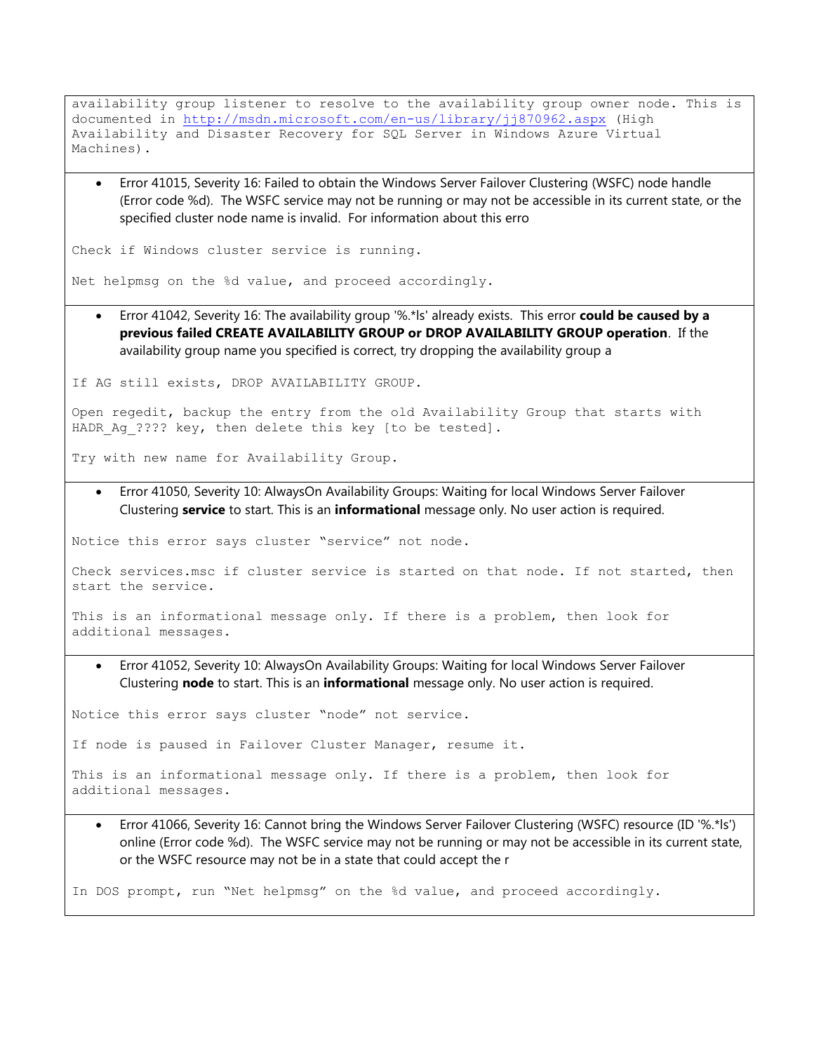```
availability group listener to resolve to the availability group owner node. This is documented in http://msdn.microsoft.com/en-us/library/jj870962.aspx (High Availability and Disaster Recovery for SQL Server in Windows Azure Virtual Machines).
```

- Error 41015, Severity 16: Failed to obtain the Windows Server Failover Clustering (WSFC) node handle (Error code %d). The WSFC service may not be running or may not be accessible in its current state, or the specified cluster node name is invalid. For information about this erro

```
Check if Windows cluster service is running.

Net helpmsg on the %d value, and proceed accordingly.
```

- Error 41042, Severity 16: The availability group '%.*ls' already exists. This error **could be caused by a previous failed CREATE AVAILABILITY GROUP or DROP AVAILABILITY GROUP operation**. If the availability group name you specified is correct, try dropping the availability group a

```
If AG still exists, DROP AVAILABILITY GROUP.

Open regedit, backup the entry from the old Availability Group that starts with HADR_Ag_???? key, then delete this key [to be tested].

Try with new name for Availability Group.
```

- Error 41050, Severity 10: AlwaysOn Availability Groups: Waiting for local Windows Server Failover Clustering **service** to start. This is an **informational** message only. No user action is required.

```
Notice this error says cluster "service" not node.

Check services.msc if cluster service is started on that node. If not started, then start the service.

This is an informational message only. If there is a problem, then look for additional messages.
```

- Error 41052, Severity 10: AlwaysOn Availability Groups: Waiting for local Windows Server Failover Clustering **node** to start. This is an **informational** message only. No user action is required.

```
Notice this error says cluster "node" not service.

If node is paused in Failover Cluster Manager, resume it.

This is an informational message only. If there is a problem, then look for additional messages.
```

- Error 41066, Severity 16: Cannot bring the Windows Server Failover Clustering (WSFC) resource (ID '%.*ls') online (Error code %d). The WSFC service may not be running or may not be accessible in its current state, or the WSFC resource may not be in a state that could accept the r

```
In DOS prompt, run "Net helpmsg" on the %d value, and proceed accordingly.
```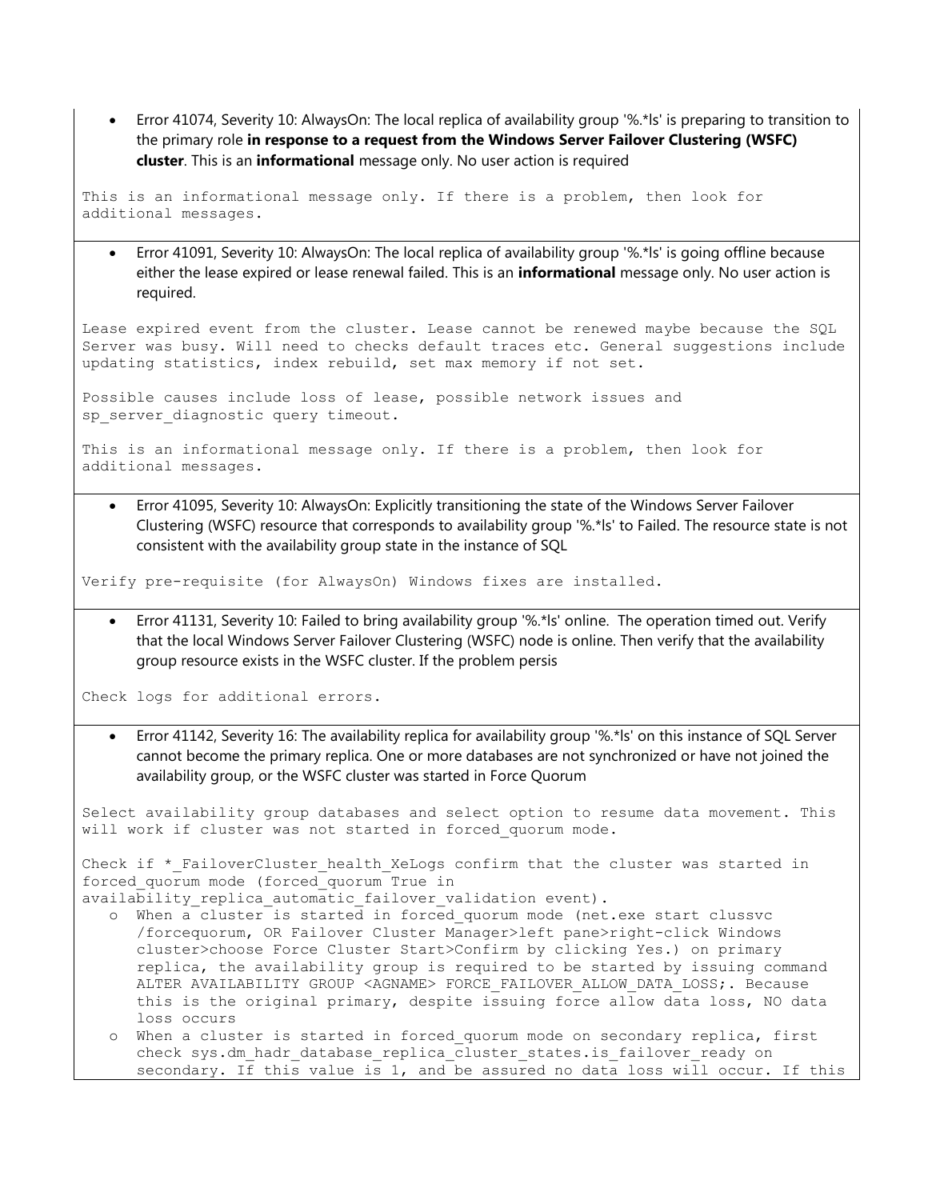- Error 41074, Severity 10: AlwaysOn: The local replica of availability group '%.*ls' is preparing to transition to the primary role **in response to a request from the Windows Server Failover Clustering (WSFC) cluster**. This is an **informational** message only. No user action is required

```
This is an informational message only. If there is a problem, then look for additional messages.
```

- Error 41091, Severity 10: AlwaysOn: The local replica of availability group '%.*ls' is going offline because either the lease expired or lease renewal failed. This is an **informational** message only. No user action is required.

```
Lease expired event from the cluster. Lease cannot be renewed maybe because the SQL Server was busy. Will need to checks default traces etc. General suggestions include updating statistics, index rebuild, set max memory if not set.

Possible causes include loss of lease, possible network issues and sp_server_diagnostic query timeout.

This is an informational message only. If there is a problem, then look for additional messages.
```

- Error 41095, Severity 10: AlwaysOn: Explicitly transitioning the state of the Windows Server Failover Clustering (WSFC) resource that corresponds to availability group '%.*ls' to Failed. The resource state is not consistent with the availability group state in the instance of SQL

```
Verify pre-requisite (for AlwaysOn) Windows fixes are installed.
```

- Error 41131, Severity 10: Failed to bring availability group '%.*ls' online. The operation timed out. Verify that the local Windows Server Failover Clustering (WSFC) node is online. Then verify that the availability group resource exists in the WSFC cluster. If the problem persis

```
Check logs for additional errors.
```

- Error 41142, Severity 16: The availability replica for availability group '%.*ls' on this instance of SQL Server cannot become the primary replica. One or more databases are not synchronized or have not joined the availability group, or the WSFC cluster was started in Force Quorum

```
Select availability group databases and select option to resume data movement. This will work if cluster was not started in forced_quorum mode.

Check if *_FailoverCluster_health_XeLogs confirm that the cluster was started in forced_quorum mode (forced_quorum True in availability_replica_automatic_failover_validation event).
   o  When a cluster is started in forced_quorum mode (net.exe start clussvc /forcequorum, OR Failover Cluster Manager>left pane>right-click Windows cluster>choose Force Cluster Start>Confirm by clicking Yes.) on primary replica, the availability group is required to be started by issuing command ALTER AVAILABILITY GROUP <AGNAME> FORCE_FAILOVER_ALLOW_DATA_LOSS;. Because this is the original primary, despite issuing force allow data loss, NO data loss occurs
   o  When a cluster is started in forced_quorum mode on secondary replica, first check sys.dm_hadr_database_replica_cluster_states.is_failover_ready on secondary. If this value is 1, and be assured no data loss will occur. If this
```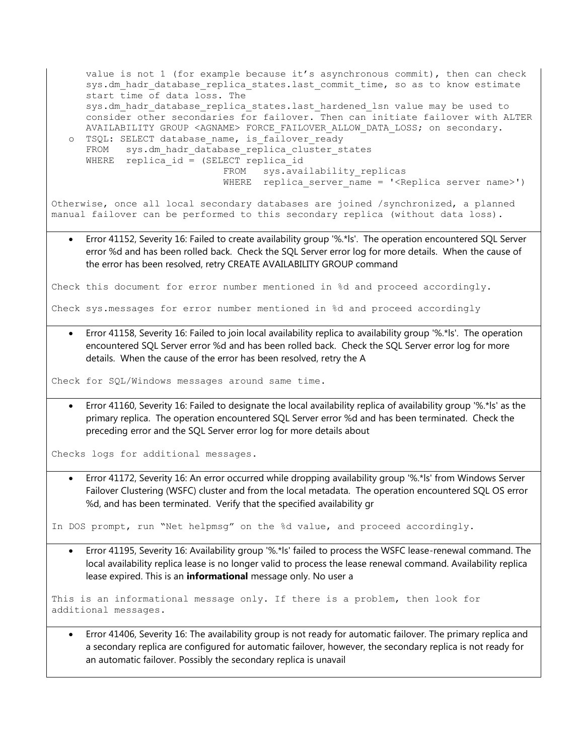value is not 1 (for example because it's asynchronous commit), then can check sys.dm_hadr_database_replica_states.last_commit_time, so as to know estimate start time of data loss. The sys.dm_hadr_database_replica_states.last_hardened_lsn value may be used to consider other secondaries for failover. Then can initiate failover with ALTER AVAILABILITY GROUP <AGNAME> FORCE_FAILOVER_ALLOW_DATA_LOSS; on secondary.

- TSQL:

```
SELECT database_name, is_failover_ready
FROM   sys.dm_hadr_database_replica_cluster_states
WHERE  replica_id = (SELECT replica_id
                      FROM   sys.availability_replicas
                      WHERE  replica_server_name = '<Replica server name>')
```

Otherwise, once all local secondary databases are joined /synchronized, a planned manual failover can be performed to this secondary replica (without data loss).

- Error 41152, Severity 16: Failed to create availability group '%.*ls'. The operation encountered SQL Server error %d and has been rolled back. Check the SQL Server error log for more details. When the cause of the error has been resolved, retry CREATE AVAILABILITY GROUP command

Check this document for error number mentioned in %d and proceed accordingly.

Check sys.messages for error number mentioned in %d and proceed accordingly

- Error 41158, Severity 16: Failed to join local availability replica to availability group '%.*ls'. The operation encountered SQL Server error %d and has been rolled back. Check the SQL Server error log for more details. When the cause of the error has been resolved, retry the A

Check for SQL/Windows messages around same time.

- Error 41160, Severity 16: Failed to designate the local availability replica of availability group '%.*ls' as the primary replica. The operation encountered SQL Server error %d and has been terminated. Check the preceding error and the SQL Server error log for more details about

Checks logs for additional messages.

- Error 41172, Severity 16: An error occurred while dropping availability group '%.*ls' from Windows Server Failover Clustering (WSFC) cluster and from the local metadata. The operation encountered SQL OS error %d, and has been terminated. Verify that the specified availability gr

In DOS prompt, run "Net helpmsg" on the %d value, and proceed accordingly.

- Error 41195, Severity 16: Availability group '%.*ls' failed to process the WSFC lease-renewal command. The local availability replica lease is no longer valid to process the lease renewal command. Availability replica lease expired. This is an **informational** message only. No user a

This is an informational message only. If there is a problem, then look for additional messages.

- Error 41406, Severity 16: The availability group is not ready for automatic failover. The primary replica and a secondary replica are configured for automatic failover, however, the secondary replica is not ready for an automatic failover. Possibly the secondary replica is unavail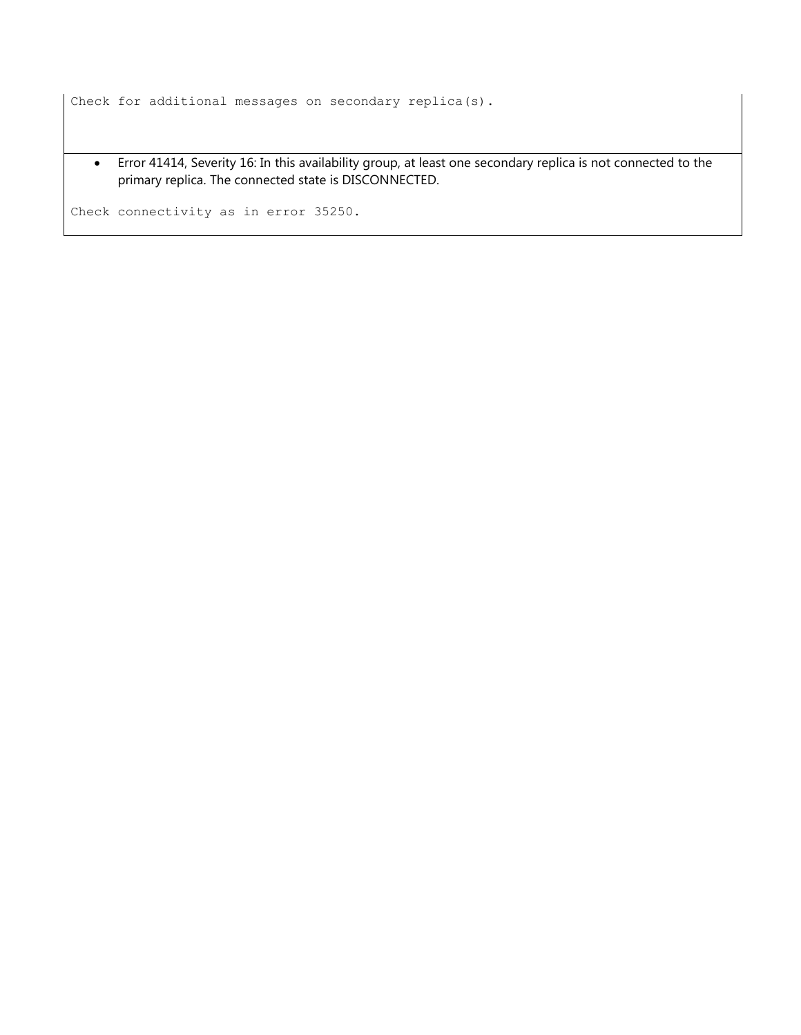```
Check for additional messages on secondary replica(s).
```

- Error 41414, Severity 16: In this availability group, at least one secondary replica is not connected to the primary replica. The connected state is DISCONNECTED.

```
Check connectivity as in error 35250.
```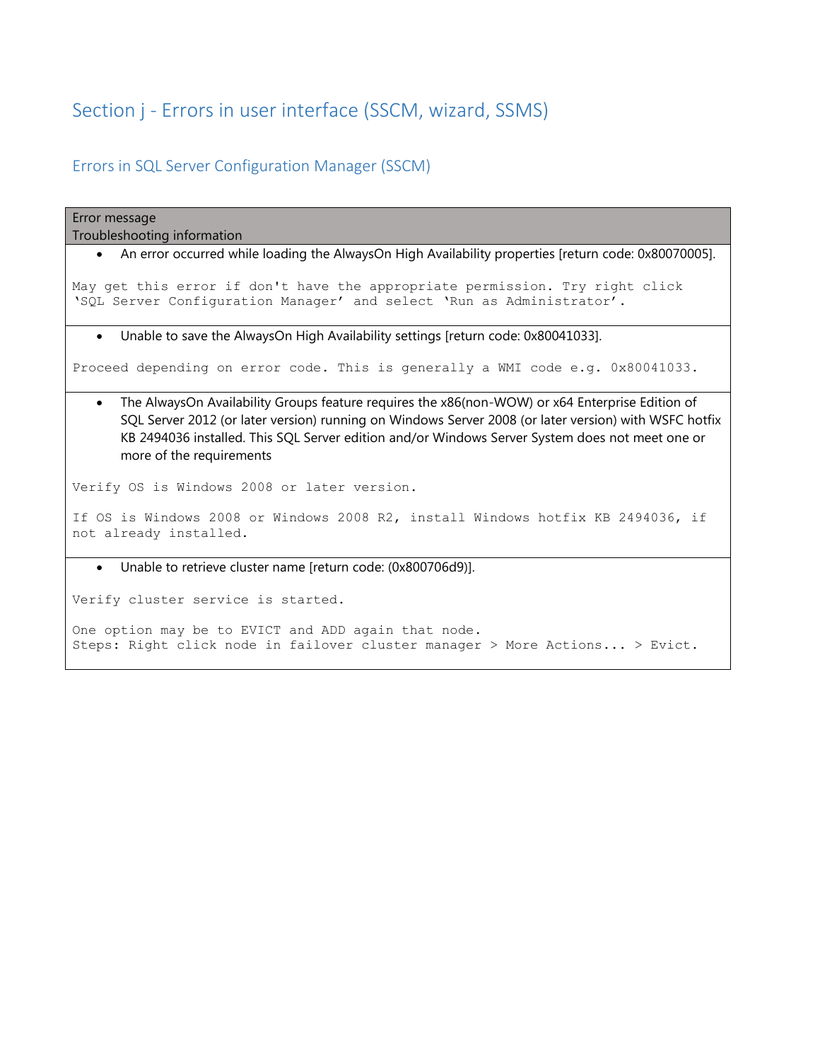## Section j - Errors in user interface (SSCM, wizard, SSMS)

### Errors in SQL Server Configuration Manager (SSCM)

| Error message<br>Troubleshooting information |
|---|
| • An error occurred while loading the AlwaysOn High Availability properties [return code: 0x80070005].<br><br>`May get this error if don't have the appropriate permission. Try right click 'SQL Server Configuration Manager' and select 'Run as Administrator'.` |
| • Unable to save the AlwaysOn High Availability settings [return code: 0x80041033].<br><br>`Proceed depending on error code. This is generally a WMI code e.g. 0x80041033.` |
| • The AlwaysOn Availability Groups feature requires the x86(non-WOW) or x64 Enterprise Edition of SQL Server 2012 (or later version) running on Windows Server 2008 (or later version) with WSFC hotfix KB 2494036 installed. This SQL Server edition and/or Windows Server System does not meet one or more of the requirements<br><br>`Verify OS is Windows 2008 or later version.`<br><br>`If OS is Windows 2008 or Windows 2008 R2, install Windows hotfix KB 2494036, if not already installed.` |
| • Unable to retrieve cluster name [return code: (0x800706d9)].<br><br>`Verify cluster service is started.`<br><br>`One option may be to EVICT and ADD again that node.`<br>`Steps: Right click node in failover cluster manager > More Actions... > Evict.` |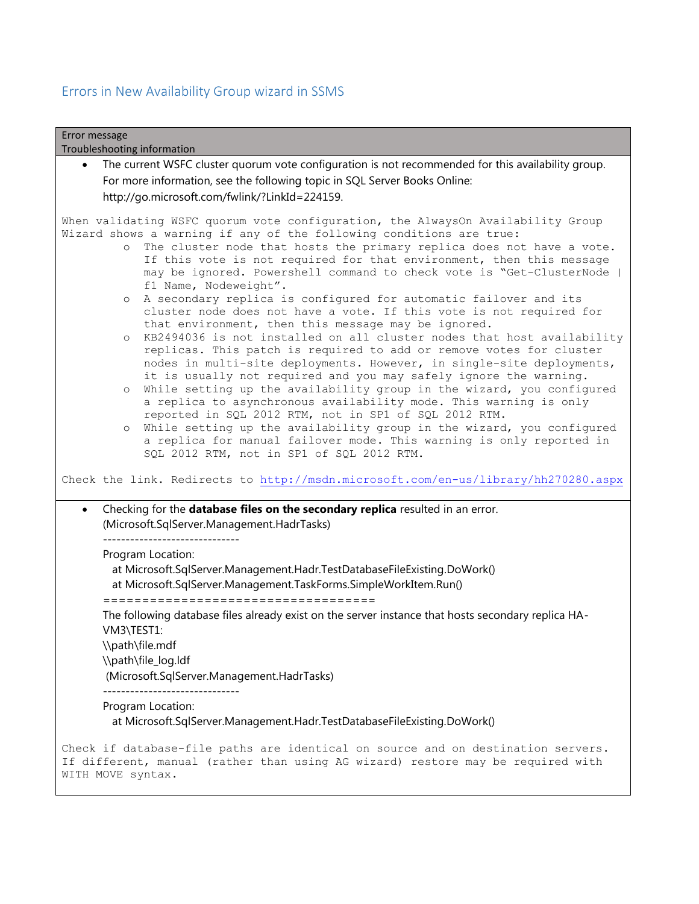## Errors in New Availability Group wizard in SSMS

| Error message<br>Troubleshooting information |
| --- |
| • The current WSFC cluster quorum vote configuration is not recommended for this availability group. For more information, see the following topic in SQL Server Books Online: http://go.microsoft.com/fwlink/?LinkId=224159.<br><br>When validating WSFC quorum vote configuration, the AlwaysOn Availability Group Wizard shows a warning if any of the following conditions are true:<br>o The cluster node that hosts the primary replica does not have a vote. If this vote is not required for that environment, then this message may be ignored. Powershell command to check vote is "Get-ClusterNode \| fl Name, Nodeweight".<br>o A secondary replica is configured for automatic failover and its cluster node does not have a vote. If this vote is not required for that environment, then this message may be ignored.<br>o KB2494036 is not installed on all cluster nodes that host availability replicas. This patch is required to add or remove votes for cluster nodes in multi-site deployments. However, in single-site deployments, it is usually not required and you may safely ignore the warning.<br>o While setting up the availability group in the wizard, you configured a replica to asynchronous availability mode. This warning is only reported in SQL 2012 RTM, not in SP1 of SQL 2012 RTM.<br>o While setting up the availability group in the wizard, you configured a replica for manual failover mode. This warning is only reported in SQL 2012 RTM, not in SP1 of SQL 2012 RTM.<br><br>Check the link. Redirects to http://msdn.microsoft.com/en-us/library/hh270280.aspx |
| • Checking for the **database files on the secondary replica** resulted in an error. (Microsoft.SqlServer.Management.HadrTasks)<br>------------------------------<br>Program Location:<br>at Microsoft.SqlServer.Management.Hadr.TestDatabaseFileExisting.DoWork()<br>at Microsoft.SqlServer.Management.TaskForms.SimpleWorkItem.Run()<br>===================================<br>The following database files already exist on the server instance that hosts secondary replica HA-VM3\TEST1:<br>\\path\file.mdf<br>\\path\file_log.ldf<br>(Microsoft.SqlServer.Management.HadrTasks)<br>------------------------------<br>Program Location:<br>at Microsoft.SqlServer.Management.Hadr.TestDatabaseFileExisting.DoWork()<br><br>Check if database-file paths are identical on source and on destination servers. If different, manual (rather than using AG wizard) restore may be required with WITH MOVE syntax. |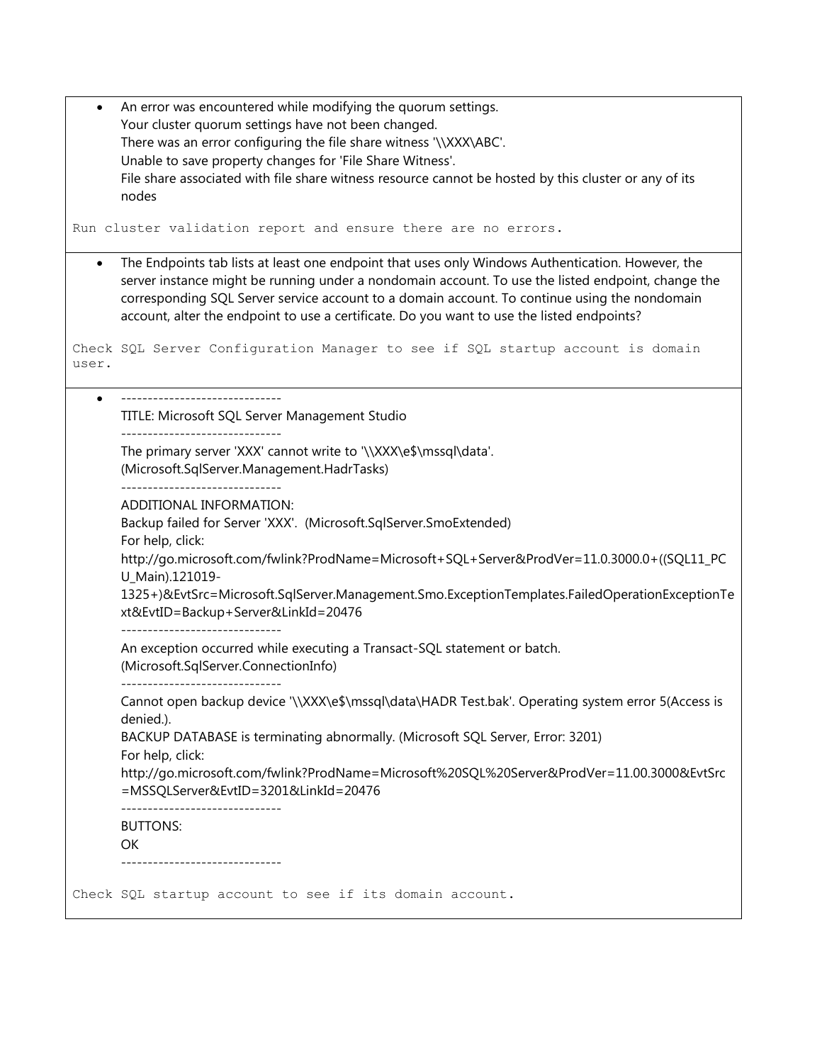| |
|---|
| • An error was encountered while modifying the quorum settings.<br>Your cluster quorum settings have not been changed.<br>There was an error configuring the file share witness '\\XXX\ABC'.<br>Unable to save property changes for 'File Share Witness'.<br>File share associated with file share witness resource cannot be hosted by this cluster or any of its nodes<br><br>`Run cluster validation report and ensure there are no errors.` |
| • The Endpoints tab lists at least one endpoint that uses only Windows Authentication. However, the server instance might be running under a nondomain account. To use the listed endpoint, change the corresponding SQL Server service account to a domain account. To continue using the nondomain account, alter the endpoint to use a certificate. Do you want to use the listed endpoints?<br><br>`Check SQL Server Configuration Manager to see if SQL startup account is domain user.` |
| • ------------------------------<br>TITLE: Microsoft SQL Server Management Studio<br>------------------------------<br>The primary server 'XXX' cannot write to '\\XXX\e$\mssql\data'. (Microsoft.SqlServer.Management.HadrTasks)<br>------------------------------<br>ADDITIONAL INFORMATION:<br>Backup failed for Server 'XXX'. (Microsoft.SqlServer.SmoExtended)<br>For help, click:<br>http://go.microsoft.com/fwlink?ProdName=Microsoft+SQL+Server&ProdVer=11.0.3000.0+((SQL11_PCU_Main).121019-1325+)&EvtSrc=Microsoft.SqlServer.Management.Smo.ExceptionTemplates.FailedOperationExceptionText&EvtID=Backup+Server&LinkId=20476<br>------------------------------<br>An exception occurred while executing a Transact-SQL statement or batch. (Microsoft.SqlServer.ConnectionInfo)<br>------------------------------<br>Cannot open backup device '\\XXX\e$\mssql\data\HADR Test.bak'. Operating system error 5(Access is denied.).<br>BACKUP DATABASE is terminating abnormally. (Microsoft SQL Server, Error: 3201)<br>For help, click:<br>http://go.microsoft.com/fwlink?ProdName=Microsoft%20SQL%20Server&ProdVer=11.00.3000&EvtSrc=MSSQLServer&EvtID=3201&LinkId=20476<br>------------------------------<br>BUTTONS:<br>OK<br>------------------------------<br><br>`Check SQL startup account to see if its domain account.` |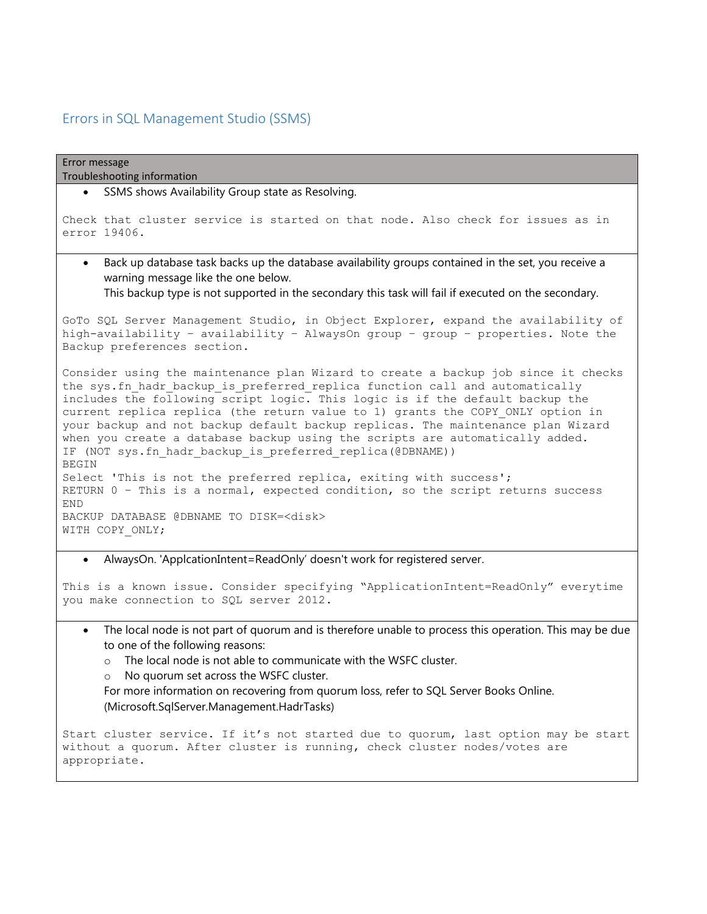## Errors in SQL Management Studio (SSMS)

| Error message<br>Troubleshooting information |
|---|
| • SSMS shows Availability Group state as Resolving.<br><br>`Check that cluster service is started on that node. Also check for issues as in error 19406.` |
| • Back up database task backs up the database availability groups contained in the set, you receive a warning message like the one below.<br>This backup type is not supported in the secondary this task will fail if executed on the secondary.<br><br>`GoTo SQL Server Management Studio, in Object Explorer, expand the availability of high-availability – availability – AlwaysOn group – group – properties. Note the Backup preferences section.`<br><br>`Consider using the maintenance plan Wizard to create a backup job since it checks the sys.fn_hadr_backup_is_preferred_replica function call and automatically includes the following script logic. This logic is if the default backup the current replica replica (the return value to 1) grants the COPY_ONLY option in your backup and not backup default backup replicas. The maintenance plan Wizard when you create a database backup using the scripts are automatically added.`<br>`IF (NOT sys.fn_hadr_backup_is_preferred_replica(@DBNAME))`<br>`BEGIN`<br>`Select 'This is not the preferred replica, exiting with success';`<br>`RETURN 0 – This is a normal, expected condition, so the script returns success`<br>`END`<br>`BACKUP DATABASE @DBNAME TO DISK=<disk>`<br>`WITH COPY_ONLY;` |
| • AlwaysOn. 'ApplcationIntent=ReadOnly' doesn't work for registered server.<br><br>`This is a known issue. Consider specifying "ApplicationIntent=ReadOnly" everytime you make connection to SQL server 2012.` |
| • The local node is not part of quorum and is therefore unable to process this operation. This may be due to one of the following reasons:<br>  ○ The local node is not able to communicate with the WSFC cluster.<br>  ○ No quorum set across the WSFC cluster.<br>For more information on recovering from quorum loss, refer to SQL Server Books Online. (Microsoft.SqlServer.Management.HadrTasks)<br><br>`Start cluster service. If it's not started due to quorum, last option may be start without a quorum. After cluster is running, check cluster nodes/votes are appropriate.` |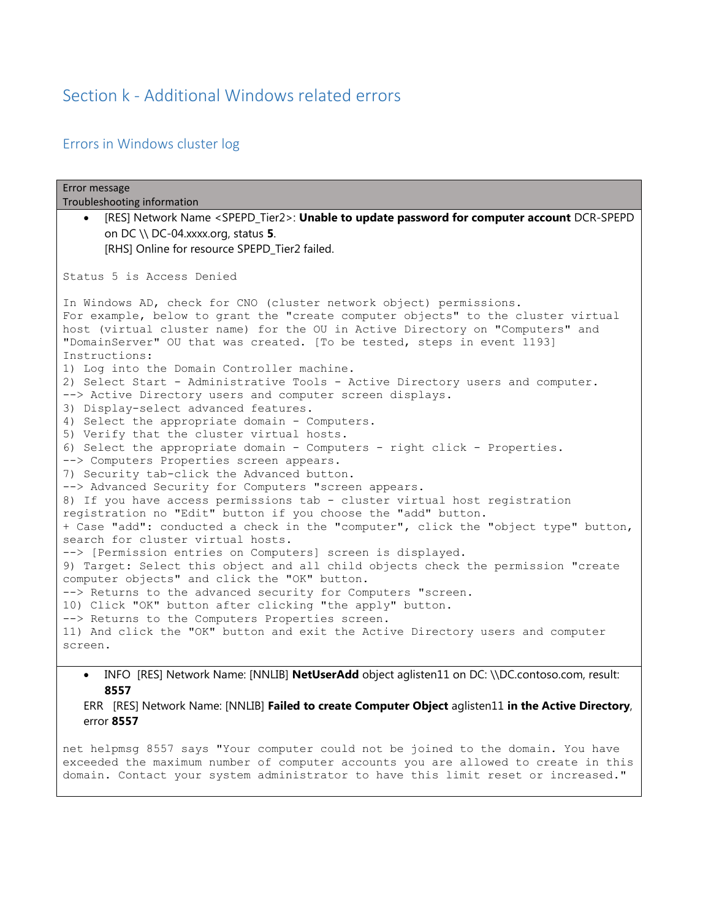## Section k - Additional Windows related errors

### Errors in Windows cluster log

| Error message<br>Troubleshooting information |
|---|
| • [RES] Network Name <SPEPD_Tier2>: **Unable to update password for computer account** DCR-SPEPD on DC \\ DC-04.xxxx.org, status **5**.<br>[RHS] Online for resource SPEPD_Tier2 failed.<br><br>`Status 5 is Access Denied`<br><br>`In Windows AD, check for CNO (cluster network object) permissions.`<br>`For example, below to grant the "create computer objects" to the cluster virtual host (virtual cluster name) for the OU in Active Directory on "Computers" and "DomainServer" OU that was created. [To be tested, steps in event 1193]`<br>`Instructions:`<br>`1) Log into the Domain Controller machine.`<br>`2) Select Start - Administrative Tools - Active Directory users and computer.`<br>`--> Active Directory users and computer screen displays.`<br>`3) Display-select advanced features.`<br>`4) Select the appropriate domain - Computers.`<br>`5) Verify that the cluster virtual hosts.`<br>`6) Select the appropriate domain - Computers - right click - Properties.`<br>`--> Computers Properties screen appears.`<br>`7) Security tab-click the Advanced button.`<br>`--> Advanced Security for Computers "screen appears.`<br>`8) If you have access permissions tab - cluster virtual host registration registration no "Edit" button if you choose the "add" button.`<br>`+ Case "add": conducted a check in the "computer", click the "object type" button, search for cluster virtual hosts.`<br>`--> [Permission entries on Computers] screen is displayed.`<br>`9) Target: Select this object and all child objects check the permission "create computer objects" and click the "OK" button.`<br>`--> Returns to the advanced security for Computers "screen.`<br>`10) Click "OK" button after clicking "the apply" button.`<br>`--> Returns to the Computers Properties screen.`<br>`11) And click the "OK" button and exit the Active Directory users and computer screen.` |
| • INFO [RES] Network Name: [NNLIB] **NetUserAdd** object aglisten11 on DC: \\DC.contoso.com, result: **8557**<br>ERR [RES] Network Name: [NNLIB] **Failed to create Computer Object** aglisten11 **in the Active Directory**, error **8557**<br><br>`net helpmsg 8557 says "Your computer could not be joined to the domain. You have exceeded the maximum number of computer accounts you are allowed to create in this domain. Contact your system administrator to have this limit reset or increased."` |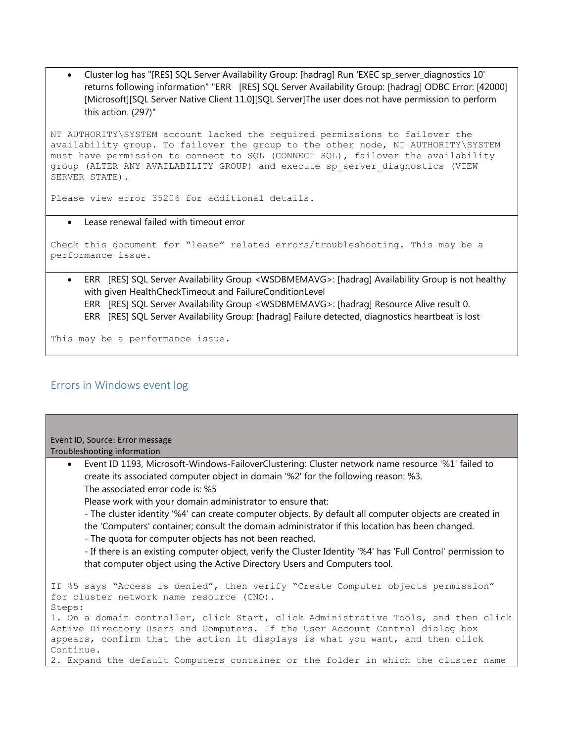- Cluster log has "[RES] SQL Server Availability Group: [hadrag] Run 'EXEC sp_server_diagnostics 10' returns following information" "ERR [RES] SQL Server Availability Group: [hadrag] ODBC Error: [42000] [Microsoft][SQL Server Native Client 11.0][SQL Server]The user does not have permission to perform this action. (297)"

```
NT AUTHORITY\SYSTEM account lacked the required permissions to failover the
availability group. To failover the group to the other node, NT AUTHORITY\SYSTEM
must have permission to connect to SQL (CONNECT SQL), failover the availability
group (ALTER ANY AVAILABILITY GROUP) and execute sp_server_diagnostics (VIEW
SERVER STATE).

Please view error 35206 for additional details.
```

- Lease renewal failed with timeout error

```
Check this document for "lease" related errors/troubleshooting. This may be a
performance issue.
```

- ERR [RES] SQL Server Availability Group <WSDBMEMAVG>: [hadrag] Availability Group is not healthy with given HealthCheckTimeout and FailureConditionLevel
  ERR [RES] SQL Server Availability Group <WSDBMEMAVG>: [hadrag] Resource Alive result 0.
  ERR [RES] SQL Server Availability Group: [hadrag] Failure detected, diagnostics heartbeat is lost

```
This may be a performance issue.
```

## Errors in Windows event log

| Event ID, Source: Error message<br>Troubleshooting information |
|---|

- Event ID 1193, Microsoft-Windows-FailoverClustering: Cluster network name resource '%1' failed to create its associated computer object in domain '%2' for the following reason: %3.
  The associated error code is: %5
  Please work with your domain administrator to ensure that:
  - The cluster identity '%4' can create computer objects. By default all computer objects are created in the 'Computers' container; consult the domain administrator if this location has been changed.
  - The quota for computer objects has not been reached.
  - If there is an existing computer object, verify the Cluster Identity '%4' has 'Full Control' permission to that computer object using the Active Directory Users and Computers tool.

```
If %5 says "Access is denied", then verify "Create Computer objects permission"
for cluster network name resource (CNO).
Steps:
1. On a domain controller, click Start, click Administrative Tools, and then click
Active Directory Users and Computers. If the User Account Control dialog box
appears, confirm that the action it displays is what you want, and then click
Continue.
2. Expand the default Computers container or the folder in which the cluster name
```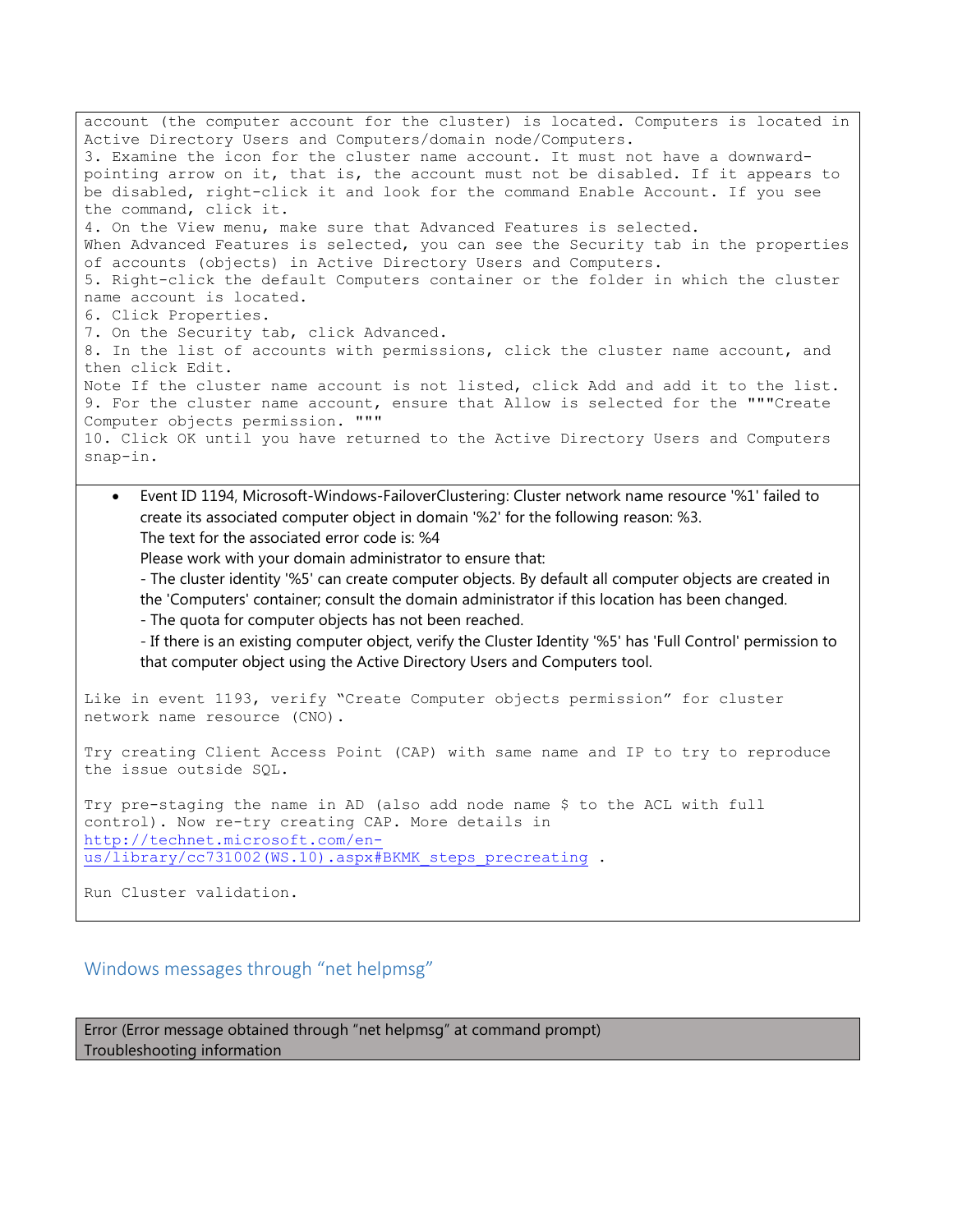account (the computer account for the cluster) is located. Computers is located in Active Directory Users and Computers/domain node/Computers.
3. Examine the icon for the cluster name account. It must not have a downward-pointing arrow on it, that is, the account must not be disabled. If it appears to be disabled, right-click it and look for the command Enable Account. If you see the command, click it.
4. On the View menu, make sure that Advanced Features is selected.
When Advanced Features is selected, you can see the Security tab in the properties of accounts (objects) in Active Directory Users and Computers.
5. Right-click the default Computers container or the folder in which the cluster name account is located.
6. Click Properties.
7. On the Security tab, click Advanced.
8. In the list of accounts with permissions, click the cluster name account, and then click Edit.
Note If the cluster name account is not listed, click Add and add it to the list.
9. For the cluster name account, ensure that Allow is selected for the """Create Computer objects permission. """
10. Click OK until you have returned to the Active Directory Users and Computers snap-in.

- Event ID 1194, Microsoft-Windows-FailoverClustering: Cluster network name resource '%1' failed to create its associated computer object in domain '%2' for the following reason: %3.
  The text for the associated error code is: %4
  Please work with your domain administrator to ensure that:
  - The cluster identity '%5' can create computer objects. By default all computer objects are created in the 'Computers' container; consult the domain administrator if this location has been changed.
  - The quota for computer objects has not been reached.
  - If there is an existing computer object, verify the Cluster Identity '%5' has 'Full Control' permission to that computer object using the Active Directory Users and Computers tool.

Like in event 1193, verify "Create Computer objects permission" for cluster network name resource (CNO).

Try creating Client Access Point (CAP) with same name and IP to try to reproduce the issue outside SQL.

Try pre-staging the name in AD (also add node name $ to the ACL with full control). Now re-try creating CAP. More details in http://technet.microsoft.com/en-us/library/cc731002(WS.10).aspx#BKMK_steps_precreating .

Run Cluster validation.

## Windows messages through "net helpmsg"

| Error (Error message obtained through "net helpmsg" at command prompt)<br>Troubleshooting information |
|---|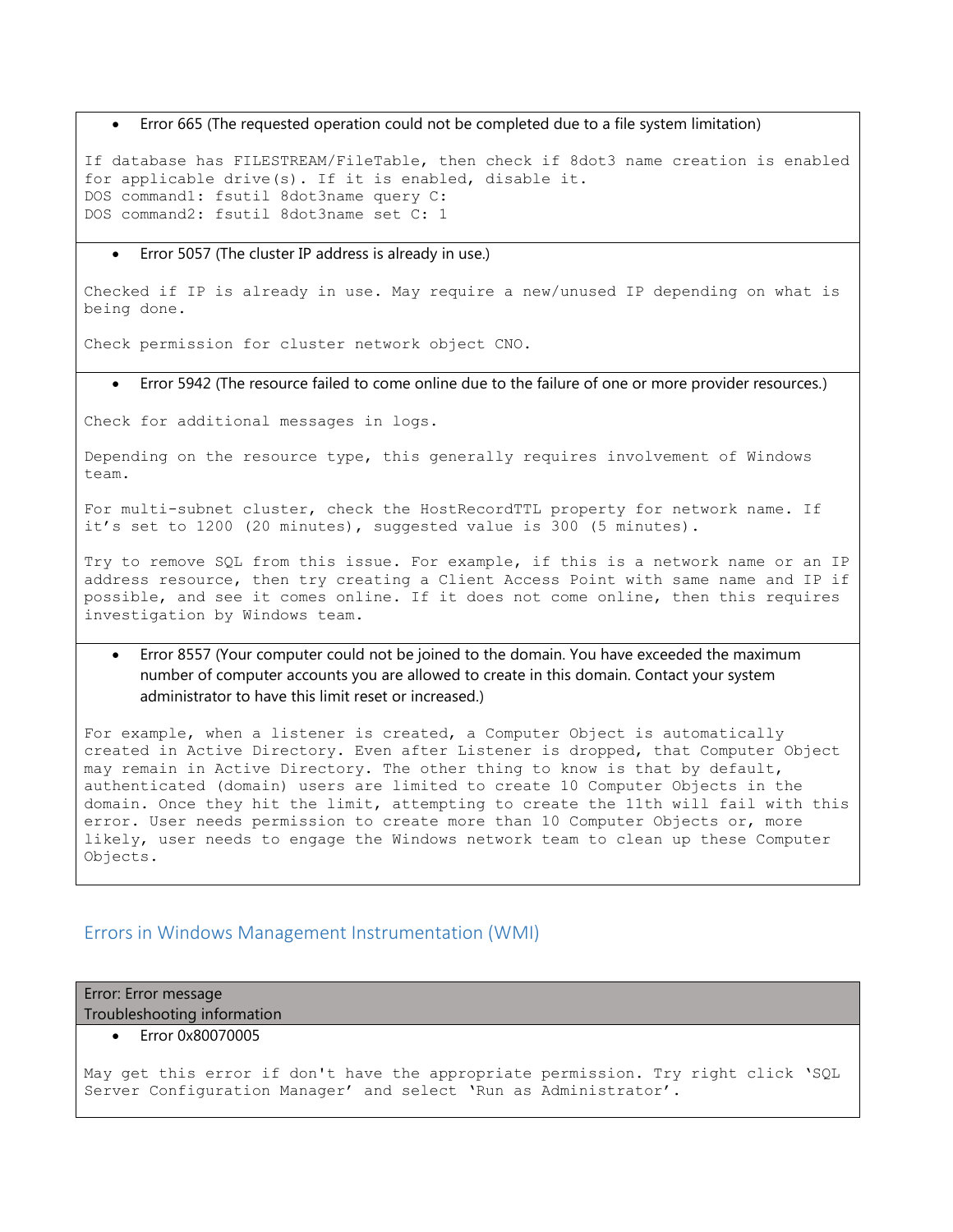- Error 665 (The requested operation could not be completed due to a file system limitation)

```
If database has FILESTREAM/FileTable, then check if 8dot3 name creation is enabled
for applicable drive(s). If it is enabled, disable it.
DOS command1: fsutil 8dot3name query C:
DOS command2: fsutil 8dot3name set C: 1
```

- Error 5057 (The cluster IP address is already in use.)

```
Checked if IP is already in use. May require a new/unused IP depending on what is
being done.

Check permission for cluster network object CNO.
```

- Error 5942 (The resource failed to come online due to the failure of one or more provider resources.)

```
Check for additional messages in logs.

Depending on the resource type, this generally requires involvement of Windows
team.

For multi-subnet cluster, check the HostRecordTTL property for network name. If
it's set to 1200 (20 minutes), suggested value is 300 (5 minutes).

Try to remove SQL from this issue. For example, if this is a network name or an IP
address resource, then try creating a Client Access Point with same name and IP if
possible, and see it comes online. If it does not come online, then this requires
investigation by Windows team.
```

- Error 8557 (Your computer could not be joined to the domain. You have exceeded the maximum number of computer accounts you are allowed to create in this domain. Contact your system administrator to have this limit reset or increased.)

```
For example, when a listener is created, a Computer Object is automatically
created in Active Directory. Even after Listener is dropped, that Computer Object
may remain in Active Directory. The other thing to know is that by default,
authenticated (domain) users are limited to create 10 Computer Objects in the
domain. Once they hit the limit, attempting to create the 11th will fail with this
error. User needs permission to create more than 10 Computer Objects or, more
likely, user needs to engage the Windows network team to clean up these Computer
Objects.
```

## Errors in Windows Management Instrumentation (WMI)

| Error: Error message<br>Troubleshooting information |
| --- |

- Error 0x80070005

```
May get this error if don't have the appropriate permission. Try right click 'SQL
Server Configuration Manager' and select 'Run as Administrator'.
```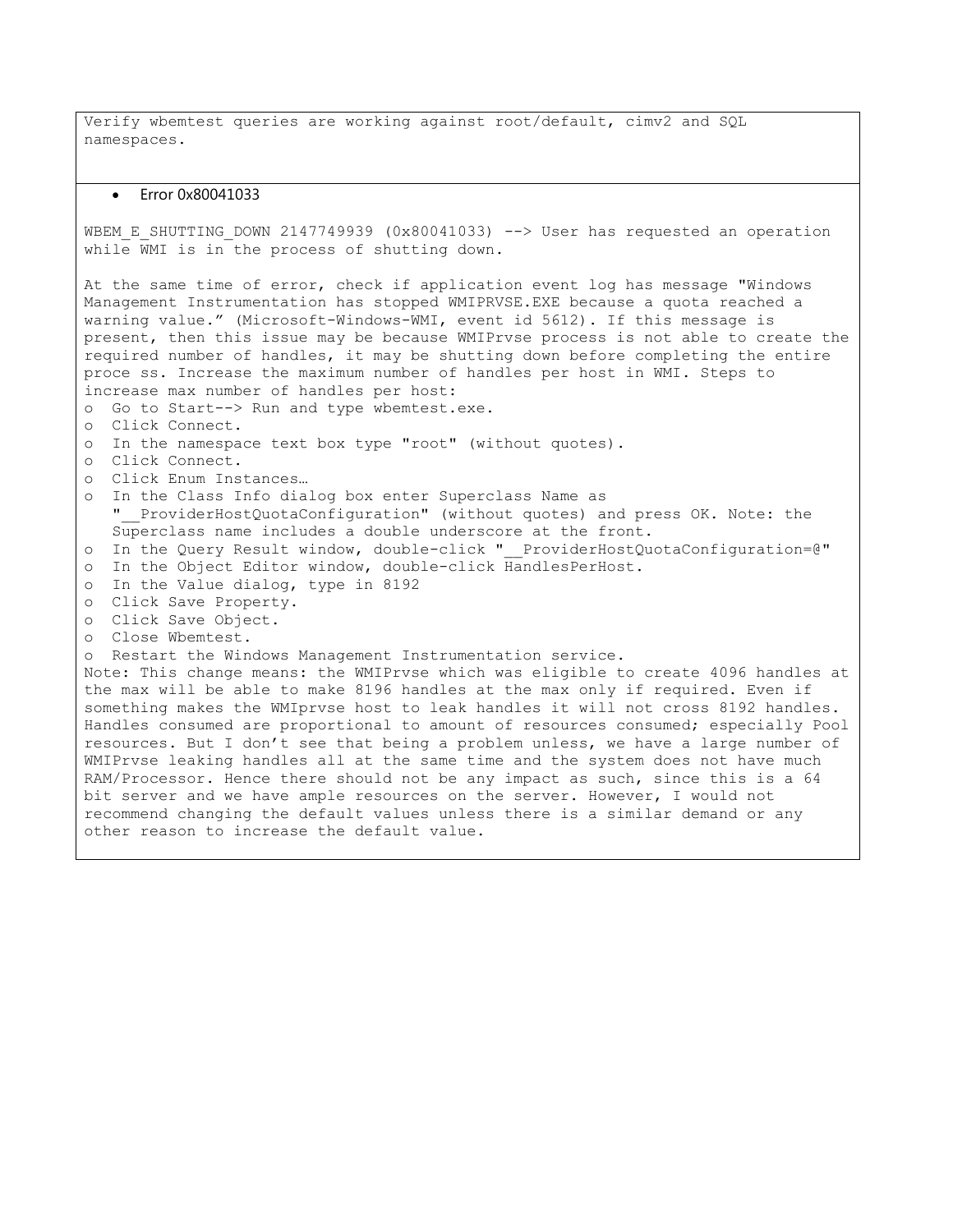Verify wbemtest queries are working against root/default, cimv2 and SQL namespaces.

- Error 0x80041033

WBEM_E_SHUTTING_DOWN 2147749939 (0x80041033) --> User has requested an operation while WMI is in the process of shutting down.

At the same time of error, check if application event log has message "Windows Management Instrumentation has stopped WMIPRVSE.EXE because a quota reached a warning value.” (Microsoft-Windows-WMI, event id 5612). If this message is present, then this issue may be because WMIPrvse process is not able to create the required number of handles, it may be shutting down before completing the entire proce ss. Increase the maximum number of handles per host in WMI. Steps to increase max number of handles per host:

- Go to Start--> Run and type wbemtest.exe.
- Click Connect.
- In the namespace text box type "root" (without quotes).
- Click Connect.
- Click Enum Instances…
- In the Class Info dialog box enter Superclass Name as "__ProviderHostQuotaConfiguration" (without quotes) and press OK. Note: the Superclass name includes a double underscore at the front.
- In the Query Result window, double-click "__ProviderHostQuotaConfiguration=@"
- In the Object Editor window, double-click HandlesPerHost.
- In the Value dialog, type in 8192
- Click Save Property.
- Click Save Object.
- Close Wbemtest.
- Restart the Windows Management Instrumentation service.

Note: This change means: the WMIPrvse which was eligible to create 4096 handles at the max will be able to make 8196 handles at the max only if required. Even if something makes the WMIprvse host to leak handles it will not cross 8192 handles. Handles consumed are proportional to amount of resources consumed; especially Pool resources. But I don’t see that being a problem unless, we have a large number of WMIPrvse leaking handles all at the same time and the system does not have much RAM/Processor. Hence there should not be any impact as such, since this is a 64 bit server and we have ample resources on the server. However, I would not recommend changing the default values unless there is a similar demand or any other reason to increase the default value.